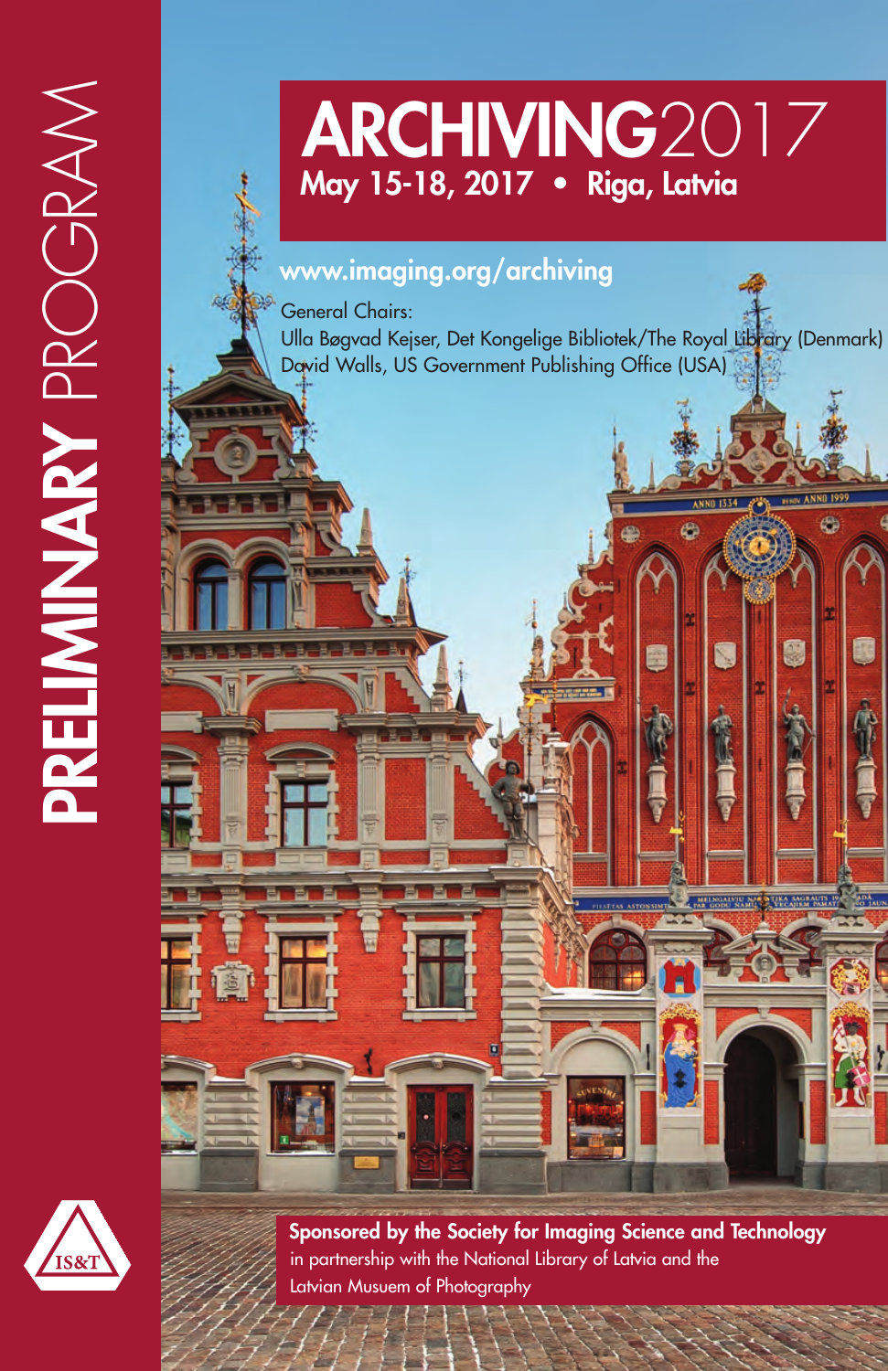# PRELIMINARY PROGRAM

# ARCHIVING2017

## May 15-18, 2017 • Riga, Latvia

www.imaging.org/archiving

General Chairs:
Ulla Bøgvad Kejser, Det Kongelige Bibliotek/The Royal Library (Denmark)
David Walls, US Government Publishing Office (USA)

IS&T

**Sponsored by the Society for Imaging Science and Technology**
in partnership with the National Library of Latvia and the Latvian Musuem of Photography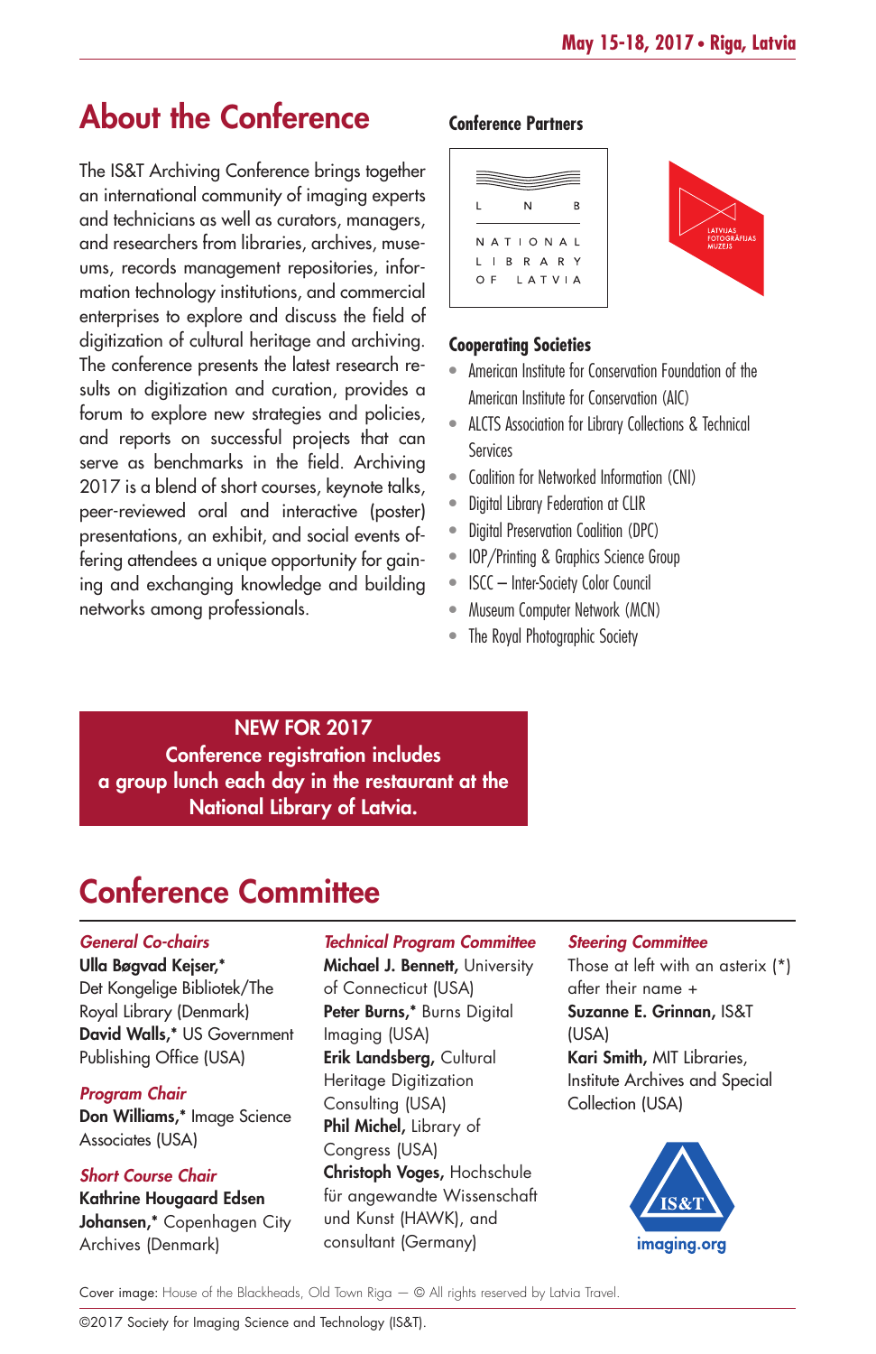## About the Conference

The IS&T Archiving Conference brings together an international community of imaging experts and technicians as well as curators, managers, and researchers from libraries, archives, museums, records management repositories, information technology institutions, and commercial enterprises to explore and discuss the field of digitization of cultural heritage and archiving. The conference presents the latest research results on digitization and curation, provides a forum to explore new strategies and policies, and reports on successful projects that can serve as benchmarks in the field. Archiving 2017 is a blend of short courses, keynote talks, peer-reviewed oral and interactive (poster) presentations, an exhibit, and social events offering attendees a unique opportunity for gaining and exchanging knowledge and building networks among professionals.

### Conference Partners

LNB National Library of Latvia

Latvijas Fotogrāfijas Muzejs

### Cooperating Societies

- American Institute for Conservation Foundation of the American Institute for Conservation (AIC)
- ALCTS Association for Library Collections & Technical Services
- Coalition for Networked Information (CNI)
- Digital Library Federation at CLIR
- Digital Preservation Coalition (DPC)
- IOP/Printing & Graphics Science Group
- ISCC – Inter-Society Color Council
- Museum Computer Network (MCN)
- The Royal Photographic Society

**NEW FOR 2017**
**Conference registration includes a group lunch each day in the restaurant at the National Library of Latvia.**

## Conference Committee

***General Co-chairs***

**Ulla Bøgvad Kejser,*** Det Kongelige Bibliotek/The Royal Library (Denmark)
**David Walls,*** US Government Publishing Office (USA)

***Program Chair***

**Don Williams,*** Image Science Associates (USA)

***Short Course Chair***

**Kathrine Hougaard Edsen Johansen,*** Copenhagen City Archives (Denmark)

***Technical Program Committee***

**Michael J. Bennett,** University of Connecticut (USA)
**Peter Burns,*** Burns Digital Imaging (USA)
**Erik Landsberg,** Cultural Heritage Digitization Consulting (USA)
**Phil Michel,** Library of Congress (USA)
**Christoph Voges,** Hochschule für angewandte Wissenschaft und Kunst (HAWK), and consultant (Germany)

***Steering Committee***

Those at left with an asterix (*) after their name +
**Suzanne E. Grinnan,** IS&T (USA)
**Kari Smith,** MIT Libraries, Institute Archives and Special Collection (USA)

IS&T imaging.org

Cover image: House of the Blackheads, Old Town Riga — © All rights reserved by Latvia Travel.

©2017 Society for Imaging Science and Technology (IS&T).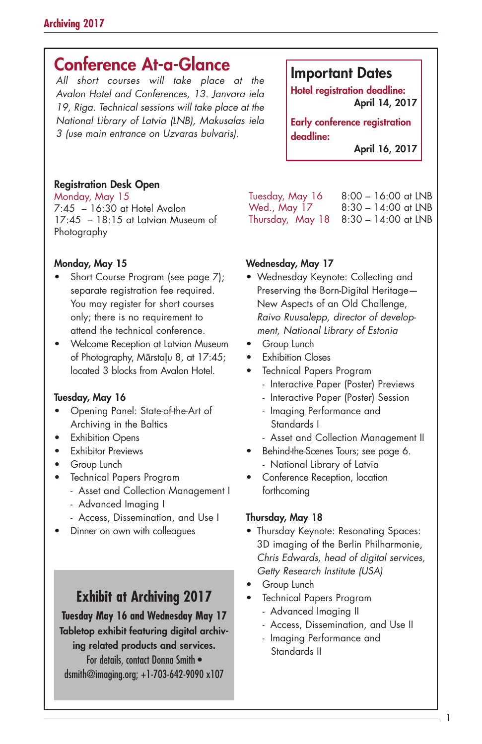# Conference At-a-Glance

*All short courses will take place at the Avalon Hotel and Conferences, 13. Janvara iela 19, Riga. Technical sessions will take place at the National Library of Latvia (LNB), Makusalas iela 3 (use main entrance on Uzvaras bulvaris).*

## Important Dates

**Hotel registration deadline:**
**April 14, 2017**

**Early conference registration deadline:**
**April 16, 2017**

### Registration Desk Open

Monday, May 15
7:45 – 16:30 at Hotel Avalon
17:45 – 18:15 at Latvian Museum of Photography

Tuesday, May 16 8:00 – 16:00 at LNB
Wed., May 17 8:30 – 14:00 at LNB
Thursday, May 18 8:30 – 14:00 at LNB

### Monday, May 15

- Short Course Program (see page 7); separate registration fee required. You may register for short courses only; there is no requirement to attend the technical conference.
- Welcome Reception at Latvian Museum of Photography, Mārstaļu 8, at 17:45; located 3 blocks from Avalon Hotel.

### Tuesday, May 16

- Opening Panel: State-of-the-Art of Archiving in the Baltics
- Exhibition Opens
- Exhibitor Previews
- Group Lunch
- Technical Papers Program
  - Asset and Collection Management I
  - Advanced Imaging I
  - Access, Dissemination, and Use I
- Dinner on own with colleagues

### Wednesday, May 17

- Wednesday Keynote: Collecting and Preserving the Born-Digital Heritage—New Aspects of an Old Challenge, *Raivo Ruusalepp, director of development, National Library of Estonia*
- Group Lunch
- Exhibition Closes
- Technical Papers Program
  - Interactive Paper (Poster) Previews
  - Interactive Paper (Poster) Session
  - Imaging Performance and Standards I
  - Asset and Collection Management II
- Behind-the-Scenes Tours; see page 6.
  - National Library of Latvia
- Conference Reception, location forthcoming

### Thursday, May 18

- Thursday Keynote: Resonating Spaces: 3D imaging of the Berlin Philharmonie, *Chris Edwards, head of digital services, Getty Research Institute (USA)*
- Group Lunch
- Technical Papers Program
  - Advanced Imaging II
  - Access, Dissemination, and Use II
  - Imaging Performance and Standards II

## Exhibit at Archiving 2017

**Tuesday May 16 and Wednesday May 17**

**Tabletop exhibit featuring digital archiving related products and services.**

For details, contact Donna Smith • dsmith@imaging.org; +1-703-642-9090 x107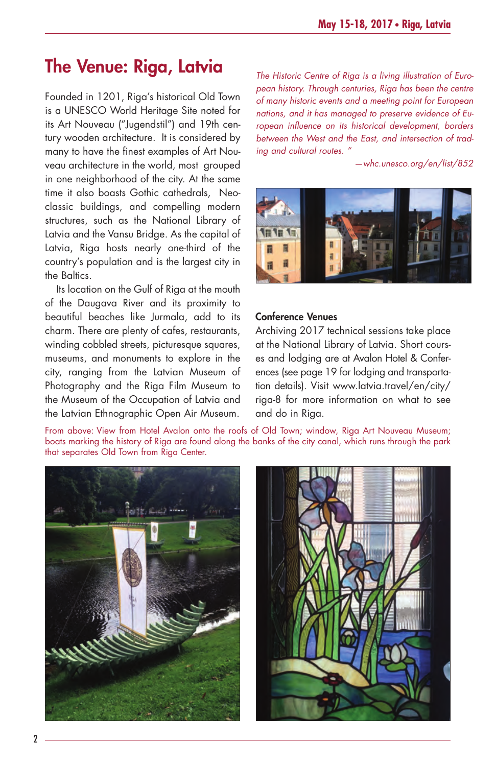# The Venue: Riga, Latvia

Founded in 1201, Riga's historical Old Town is a UNESCO World Heritage Site noted for its Art Nouveau ("Jugendstil") and 19th century wooden architecture. It is considered by many to have the finest examples of Art Nouveau architecture in the world, most grouped in one neighborhood of the city. At the same time it also boasts Gothic cathedrals, Neo-classic buildings, and compelling modern structures, such as the National Library of Latvia and the Vansu Bridge. As the capital of Latvia, Riga hosts nearly one-third of the country's population and is the largest city in the Baltics.

Its location on the Gulf of Riga at the mouth of the Daugava River and its proximity to beautiful beaches like Jurmala, add to its charm. There are plenty of cafes, restaurants, winding cobbled streets, picturesque squares, museums, and monuments to explore in the city, ranging from the Latvian Museum of Photography and the Riga Film Museum to the Museum of the Occupation of Latvia and the Latvian Ethnographic Open Air Museum.

*The Historic Centre of Riga is a living illustration of European history. Through centuries, Riga has been the centre of many historic events and a meeting point for European nations, and it has managed to preserve evidence of European influence on its historical development, borders between the West and the East, and intersection of trading and cultural routes. "*

*—whc.unesco.org/en/list/852*

**Conference Venues**

Archiving 2017 technical sessions take place at the National Library of Latvia. Short courses and lodging are at Avalon Hotel & Conferences (see page 19 for lodging and transportation details). Visit www.latvia.travel/en/city/riga-8 for more information on what to see and do in Riga.

From above: View from Hotel Avalon onto the roofs of Old Town; window, Riga Art Nouveau Museum; boats marking the history of Riga are found along the banks of the city canal, which runs through the park that separates Old Town from Riga Center.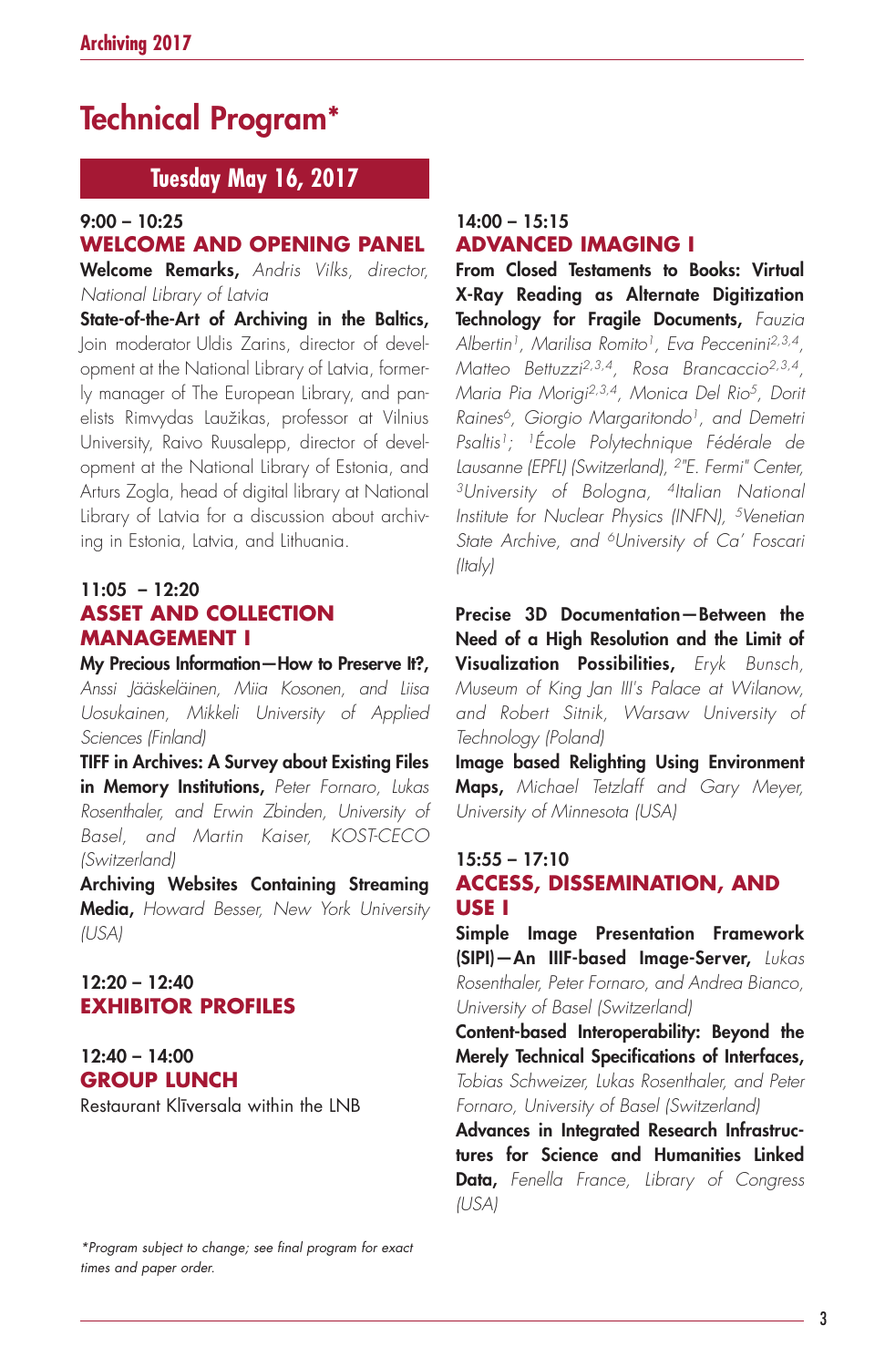# Technical Program*

## Tuesday May 16, 2017

### 9:00 – 10:25
### WELCOME AND OPENING PANEL

**Welcome Remarks,** *Andris Vilks, director, National Library of Latvia*

**State-of-the-Art of Archiving in the Baltics,** Join moderator Uldis Zarins, director of development at the National Library of Latvia, formerly manager of The European Library, and panelists Rimvydas Laužikas, professor at Vilnius University, Raivo Ruusalepp, director of development at the National Library of Estonia, and Arturs Zogla, head of digital library at National Library of Latvia for a discussion about archiving in Estonia, Latvia, and Lithuania.

### 11:05 – 12:20
### ASSET AND COLLECTION MANAGEMENT I

**My Precious Information—How to Preserve It?,** *Anssi Jääskeläinen, Miia Kosonen, and Liisa Uosukainen, Mikkeli University of Applied Sciences (Finland)*

**TIFF in Archives: A Survey about Existing Files in Memory Institutions,** *Peter Fornaro, Lukas Rosenthaler, and Erwin Zbinden, University of Basel, and Martin Kaiser, KOST-CECO (Switzerland)*

**Archiving Websites Containing Streaming Media,** *Howard Besser, New York University (USA)*

### 12:20 – 12:40
### EXHIBITOR PROFILES

### 12:40 – 14:00
### GROUP LUNCH

Restaurant Klīversala within the LNB

### 14:00 – 15:15
### ADVANCED IMAGING I

**From Closed Testaments to Books: Virtual X-Ray Reading as Alternate Digitization Technology for Fragile Documents,** *Fauzia Albertin[1], Marilisa Romito[1], Eva Peccenini[2,3,4], Matteo Bettuzzi[2,3,4], Rosa Brancaccio[2,3,4], Maria Pia Morigi[2,3,4], Monica Del Rio[5], Dorit Raines[6], Giorgio Margaritondo[1], and Demetri Psaltis[1]; [1]École Polytechnique Fédérale de Lausanne (EPFL) (Switzerland), [2]"E. Fermi" Center, [3]University of Bologna, [4]Italian National Institute for Nuclear Physics (INFN), [5]Venetian State Archive, and [6]University of Ca' Foscari (Italy)*

**Precise 3D Documentation—Between the Need of a High Resolution and the Limit of Visualization Possibilities,** *Eryk Bunsch, Museum of King Jan III's Palace at Wilanow, and Robert Sitnik, Warsaw University of Technology (Poland)*

**Image based Relighting Using Environment Maps,** *Michael Tetzlaff and Gary Meyer, University of Minnesota (USA)*

### 15:55 – 17:10
### ACCESS, DISSEMINATION, AND USE I

**Simple Image Presentation Framework (SIPI)—An IIIF-based Image-Server,** *Lukas Rosenthaler, Peter Fornaro, and Andrea Bianco, University of Basel (Switzerland)*

**Content-based Interoperability: Beyond the Merely Technical Specifications of Interfaces,** *Tobias Schweizer, Lukas Rosenthaler, and Peter Fornaro, University of Basel (Switzerland)*

**Advances in Integrated Research Infrastructures for Science and Humanities Linked Data,** *Fenella France, Library of Congress (USA)*

*\*Program subject to change; see final program for exact times and paper order.*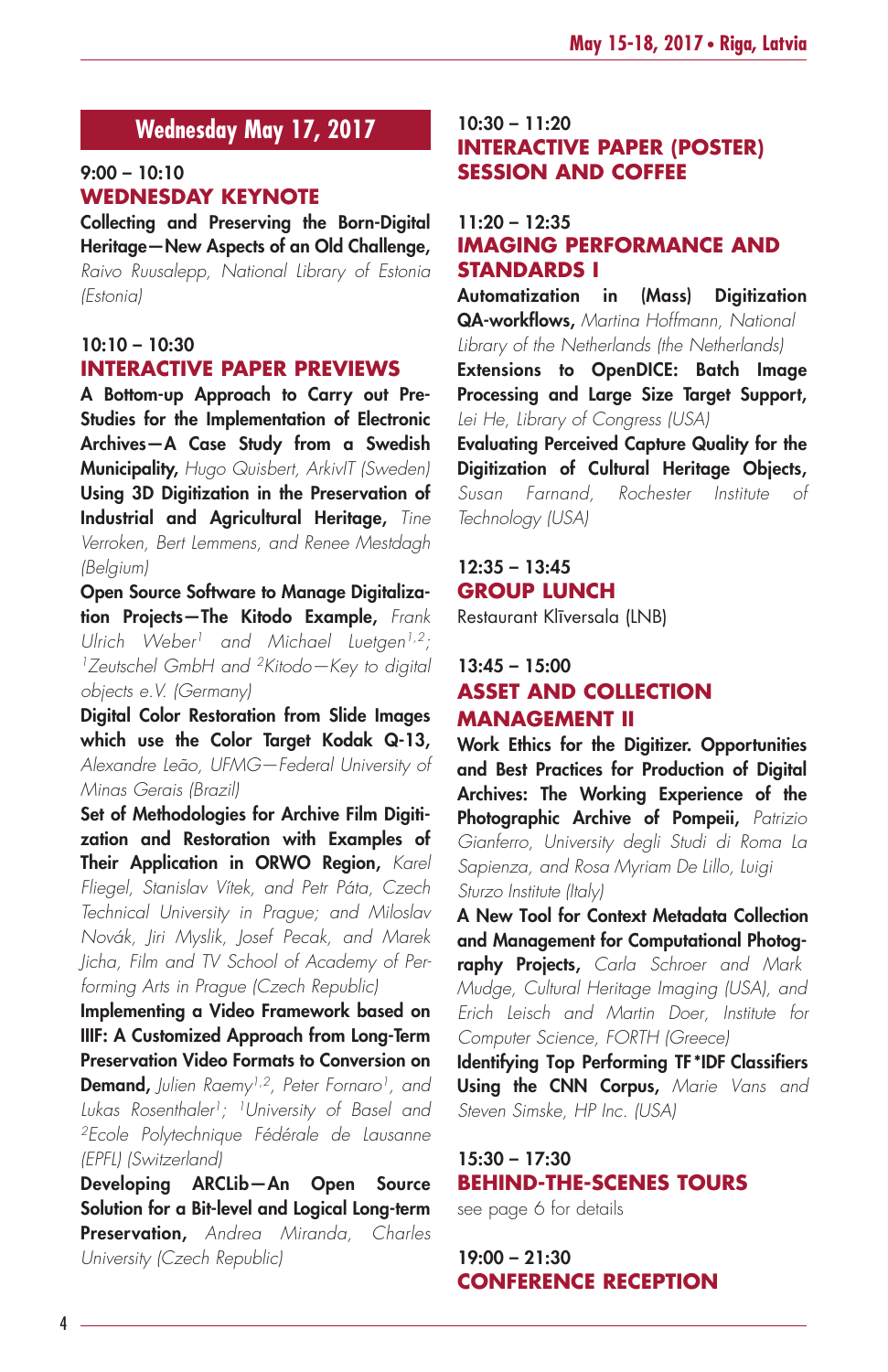## Wednesday May 17, 2017

### 9:00 – 10:10
### WEDNESDAY KEYNOTE

**Collecting and Preserving the Born-Digital Heritage—New Aspects of an Old Challenge,** *Raivo Ruusalepp, National Library of Estonia (Estonia)*

### 10:10 – 10:30
### INTERACTIVE PAPER PREVIEWS

**A Bottom-up Approach to Carry out Pre-Studies for the Implementation of Electronic Archives—A Case Study from a Swedish Municipality,** *Hugo Quisbert, ArkivIT (Sweden)*

**Using 3D Digitization in the Preservation of Industrial and Agricultural Heritage,** *Tine Verroken, Bert Lemmens, and Renee Mestdagh (Belgium)*

**Open Source Software to Manage Digitalization Projects—The Kitodo Example,** *Frank Ulrich Weber[1] and Michael Luetgen[1,2]; [1]Zeutschel GmbH and [2]Kitodo—Key to digital objects e.V. (Germany)*

**Digital Color Restoration from Slide Images which use the Color Target Kodak Q-13,** *Alexandre Leão, UFMG—Federal University of Minas Gerais (Brazil)*

**Set of Methodologies for Archive Film Digitization and Restoration with Examples of Their Application in ORWO Region,** *Karel Fliegel, Stanislav Vítek, and Petr Páta, Czech Technical University in Prague; and Miloslav Novák, Jiri Myslik, Josef Pecak, and Marek Jicha, Film and TV School of Academy of Performing Arts in Prague (Czech Republic)*

**Implementing a Video Framework based on IIIF: A Customized Approach from Long-Term Preservation Video Formats to Conversion on Demand,** *Julien Raemy[1,2], Peter Fornaro[1], and Lukas Rosenthaler[1]; [1]University of Basel and [2]Ecole Polytechnique Fédérale de Lausanne (EPFL) (Switzerland)*

**Developing ARCLib—An Open Source Solution for a Bit-level and Logical Long-term Preservation,** *Andrea Miranda, Charles University (Czech Republic)*

### 10:30 – 11:20
### INTERACTIVE PAPER (POSTER) SESSION AND COFFEE

### 11:20 – 12:35
### IMAGING PERFORMANCE AND STANDARDS I

**Automatization in (Mass) Digitization QA-workflows,** *Martina Hoffmann, National Library of the Netherlands (the Netherlands)*

**Extensions to OpenDICE: Batch Image Processing and Large Size Target Support,** *Lei He, Library of Congress (USA)*

**Evaluating Perceived Capture Quality for the Digitization of Cultural Heritage Objects,** *Susan Farnand, Rochester Institute of Technology (USA)*

### 12:35 – 13:45
### GROUP LUNCH

Restaurant Klīversala (LNB)

### 13:45 – 15:00
### ASSET AND COLLECTION MANAGEMENT II

**Work Ethics for the Digitizer. Opportunities and Best Practices for Production of Digital Archives: The Working Experience of the Photographic Archive of Pompeii,** *Patrizio Gianferro, University degli Studi di Roma La Sapienza, and Rosa Myriam De Lillo, Luigi Sturzo Institute (Italy)*

**A New Tool for Context Metadata Collection and Management for Computational Photography Projects,** *Carla Schroer and Mark Mudge, Cultural Heritage Imaging (USA), and Erich Leisch and Martin Doer, Institute for Computer Science, FORTH (Greece)*

**Identifying Top Performing TF*IDF Classifiers Using the CNN Corpus,** *Marie Vans and Steven Simske, HP Inc. (USA)*

### 15:30 – 17:30
### BEHIND-THE-SCENES TOURS

see page 6 for details

### 19:00 – 21:30
### CONFERENCE RECEPTION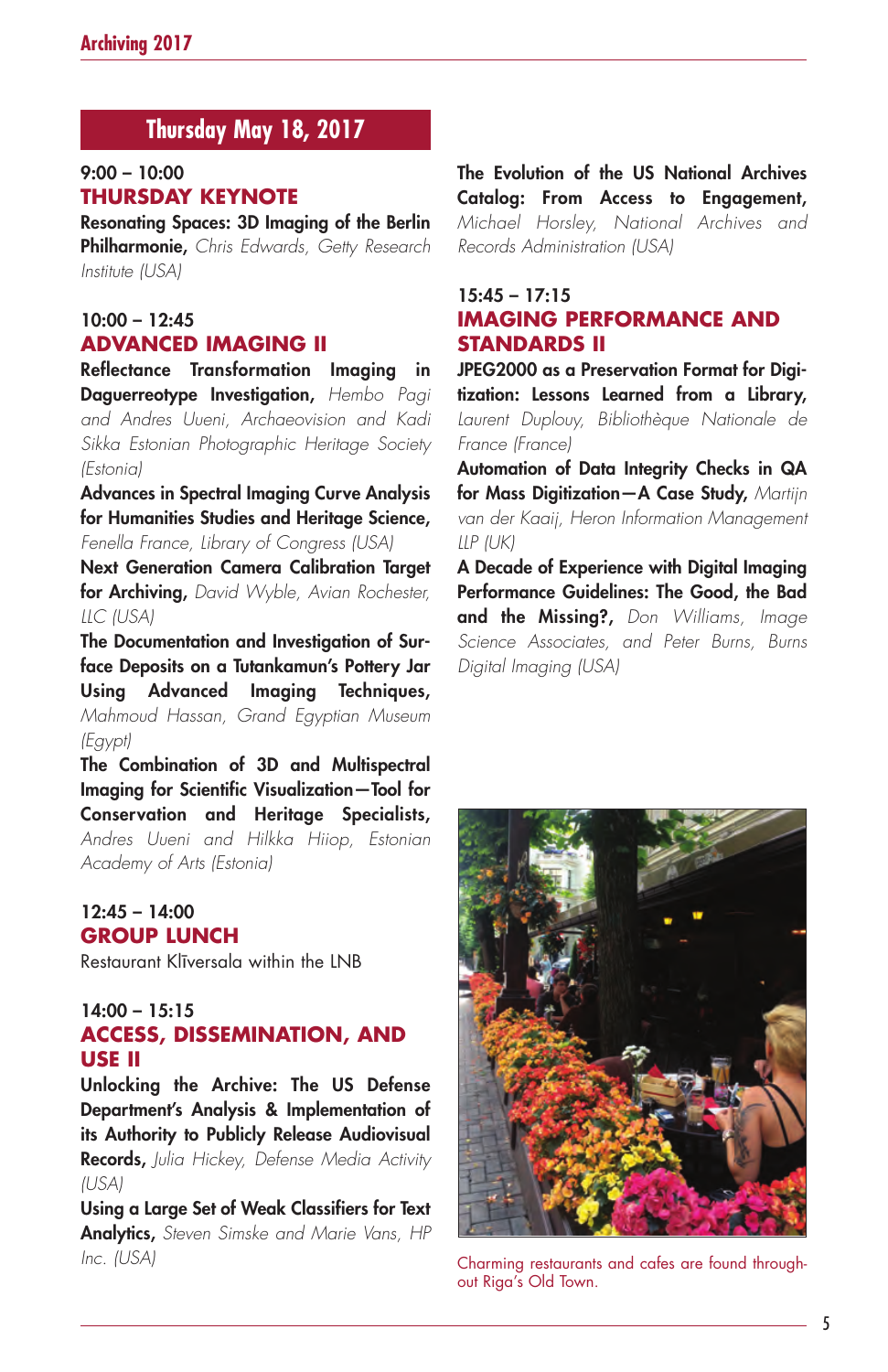## Thursday May 18, 2017

9:00 – 10:00
### THURSDAY KEYNOTE

**Resonating Spaces: 3D Imaging of the Berlin Philharmonie,** *Chris Edwards, Getty Research Institute (USA)*

10:00 – 12:45
### ADVANCED IMAGING II

**Reflectance Transformation Imaging in Daguerreotype Investigation,** *Hembo Pagi and Andres Uueni, Archaeovision and Kadi Sikka Estonian Photographic Heritage Society (Estonia)*

**Advances in Spectral Imaging Curve Analysis for Humanities Studies and Heritage Science,** *Fenella France, Library of Congress (USA)*

**Next Generation Camera Calibration Target for Archiving,** *David Wyble, Avian Rochester, LLC (USA)*

**The Documentation and Investigation of Surface Deposits on a Tutankamun's Pottery Jar Using Advanced Imaging Techniques,** *Mahmoud Hassan, Grand Egyptian Museum (Egypt)*

**The Combination of 3D and Multispectral Imaging for Scientific Visualization—Tool for Conservation and Heritage Specialists,** *Andres Uueni and Hilkka Hiiop, Estonian Academy of Arts (Estonia)*

12:45 – 14:00
### GROUP LUNCH

Restaurant Klīversala within the LNB

14:00 – 15:15
### ACCESS, DISSEMINATION, AND USE II

**Unlocking the Archive: The US Defense Department's Analysis & Implementation of its Authority to Publicly Release Audiovisual Records,** *Julia Hickey, Defense Media Activity (USA)*

**Using a Large Set of Weak Classifiers for Text Analytics,** *Steven Simske and Marie Vans, HP Inc. (USA)*

**The Evolution of the US National Archives Catalog: From Access to Engagement,** *Michael Horsley, National Archives and Records Administration (USA)*

15:45 – 17:15
### IMAGING PERFORMANCE AND STANDARDS II

**JPEG2000 as a Preservation Format for Digitization: Lessons Learned from a Library,** *Laurent Duplouy, Bibliothèque Nationale de France (France)*

**Automation of Data Integrity Checks in QA for Mass Digitization—A Case Study,** *Martijn van der Kaaij, Heron Information Management LLP (UK)*

**A Decade of Experience with Digital Imaging Performance Guidelines: The Good, the Bad and the Missing?,** *Don Williams, Image Science Associates, and Peter Burns, Burns Digital Imaging (USA)*

Charming restaurants and cafes are found throughout Riga's Old Town.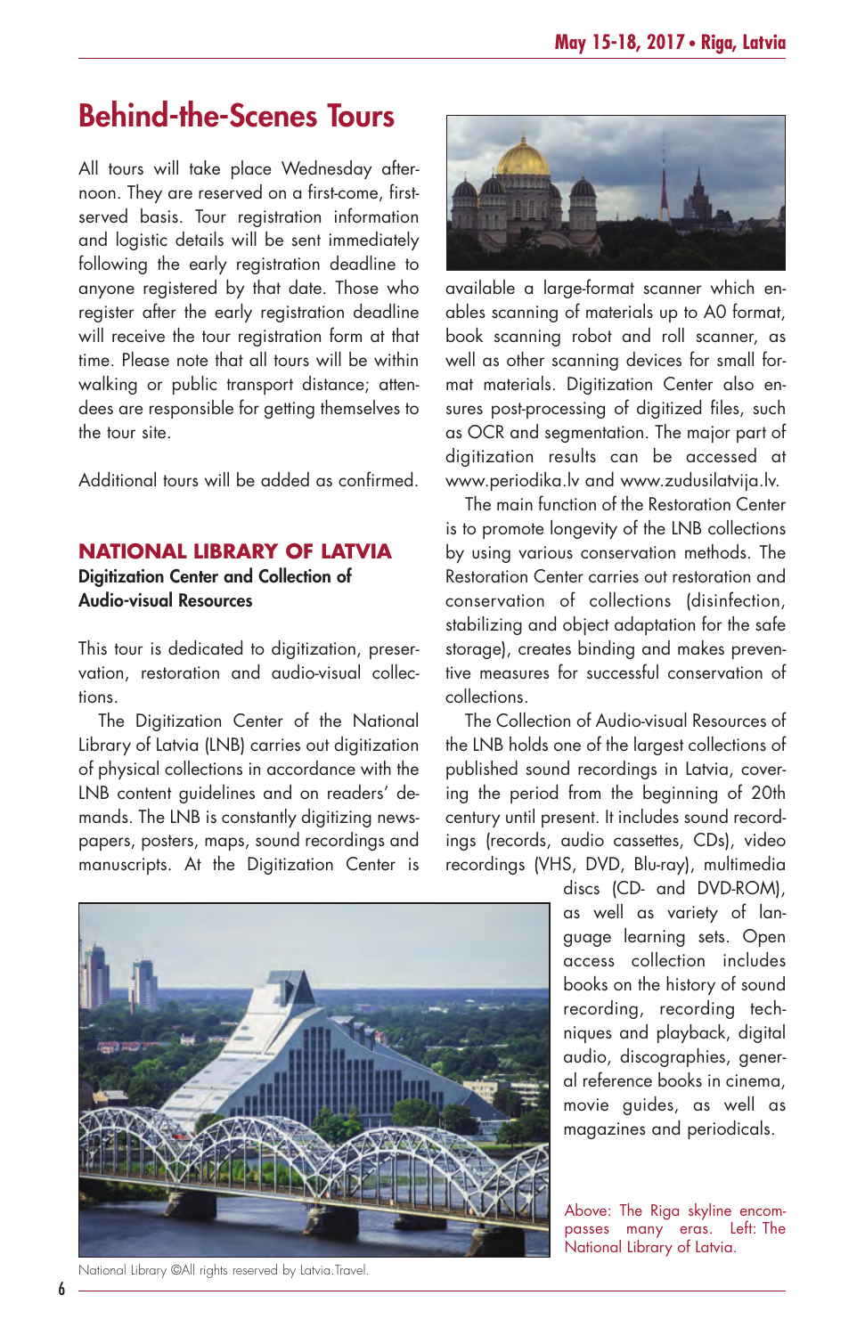# Behind-the-Scenes Tours

All tours will take place Wednesday afternoon. They are reserved on a first-come, first-served basis. Tour registration information and logistic details will be sent immediately following the early registration deadline to anyone registered by that date. Those who register after the early registration deadline will receive the tour registration form at that time. Please note that all tours will be within walking or public transport distance; attendees are responsible for getting themselves to the tour site.

Additional tours will be added as confirmed.

## NATIONAL LIBRARY OF LATVIA

**Digitization Center and Collection of Audio-visual Resources**

This tour is dedicated to digitization, preservation, restoration and audio-visual collections.

The Digitization Center of the National Library of Latvia (LNB) carries out digitization of physical collections in accordance with the LNB content guidelines and on readers' demands. The LNB is constantly digitizing newspapers, posters, maps, sound recordings and manuscripts. At the Digitization Center is available a large-format scanner which enables scanning of materials up to A0 format, book scanning robot and roll scanner, as well as other scanning devices for small format materials. Digitization Center also ensures post-processing of digitized files, such as OCR and segmentation. The major part of digitization results can be accessed at www.periodika.lv and www.zudusilatvija.lv.

The main function of the Restoration Center is to promote longevity of the LNB collections by using various conservation methods. The Restoration Center carries out restoration and conservation of collections (disinfection, stabilizing and object adaptation for the safe storage), creates binding and makes preventive measures for successful conservation of collections.

The Collection of Audio-visual Resources of the LNB holds one of the largest collections of published sound recordings in Latvia, covering the period from the beginning of 20th century until present. It includes sound recordings (records, audio cassettes, CDs), video recordings (VHS, DVD, Blu-ray), multimedia discs (CD- and DVD-ROM), as well as variety of language learning sets. Open access collection includes books on the history of sound recording, recording techniques and playback, digital audio, discographies, general reference books in cinema, movie guides, as well as magazines and periodicals.

National Library ©All rights reserved by Latvia.Travel.

Above: The Riga skyline encompasses many eras. Left: The National Library of Latvia.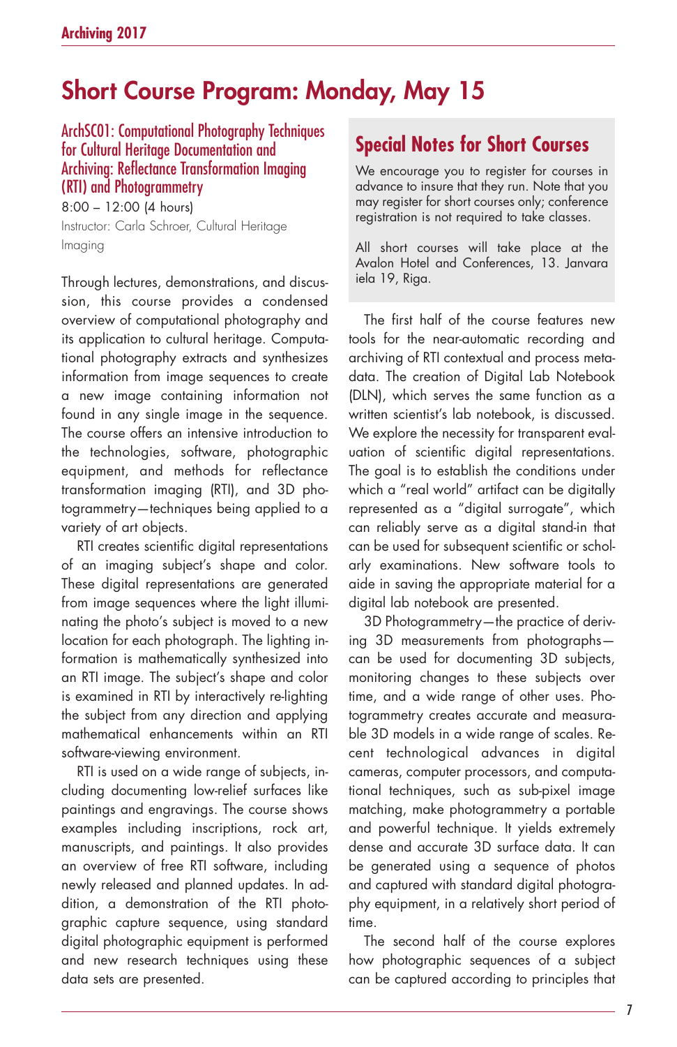# Short Course Program: Monday, May 15

### ArchSC01: Computational Photography Techniques for Cultural Heritage Documentation and Archiving: Reflectance Transformation Imaging (RTI) and Photogrammetry

8:00 – 12:00 (4 hours)

Instructor: Carla Schroer, Cultural Heritage Imaging

Through lectures, demonstrations, and discussion, this course provides a condensed overview of computational photography and its application to cultural heritage. Computational photography extracts and synthesizes information from image sequences to create a new image containing information not found in any single image in the sequence. The course offers an intensive introduction to the technologies, software, photographic equipment, and methods for reflectance transformation imaging (RTI), and 3D photogrammetry—techniques being applied to a variety of art objects.

RTI creates scientific digital representations of an imaging subject's shape and color. These digital representations are generated from image sequences where the light illuminating the photo's subject is moved to a new location for each photograph. The lighting information is mathematically synthesized into an RTI image. The subject's shape and color is examined in RTI by interactively re-lighting the subject from any direction and applying mathematical enhancements within an RTI software-viewing environment.

RTI is used on a wide range of subjects, including documenting low-relief surfaces like paintings and engravings. The course shows examples including inscriptions, rock art, manuscripts, and paintings. It also provides an overview of free RTI software, including newly released and planned updates. In addition, a demonstration of the RTI photographic capture sequence, using standard digital photographic equipment is performed and new research techniques using these data sets are presented.

The first half of the course features new tools for the near-automatic recording and archiving of RTI contextual and process metadata. The creation of Digital Lab Notebook (DLN), which serves the same function as a written scientist's lab notebook, is discussed. We explore the necessity for transparent evaluation of scientific digital representations. The goal is to establish the conditions under which a "real world" artifact can be digitally represented as a "digital surrogate", which can reliably serve as a digital stand-in that can be used for subsequent scientific or scholarly examinations. New software tools to aide in saving the appropriate material for a digital lab notebook are presented.

3D Photogrammetry—the practice of deriving 3D measurements from photographs—can be used for documenting 3D subjects, monitoring changes to these subjects over time, and a wide range of other uses. Photogrammetry creates accurate and measurable 3D models in a wide range of scales. Recent technological advances in digital cameras, computer processors, and computational techniques, such as sub-pixel image matching, make photogrammetry a portable and powerful technique. It yields extremely dense and accurate 3D surface data. It can be generated using a sequence of photos and captured with standard digital photography equipment, in a relatively short period of time.

The second half of the course explores how photographic sequences of a subject can be captured according to principles that

## Special Notes for Short Courses

We encourage you to register for courses in advance to insure that they run. Note that you may register for short courses only; conference registration is not required to take classes.

All short courses will take place at the Avalon Hotel and Conferences, 13. Janvara iela 19, Riga.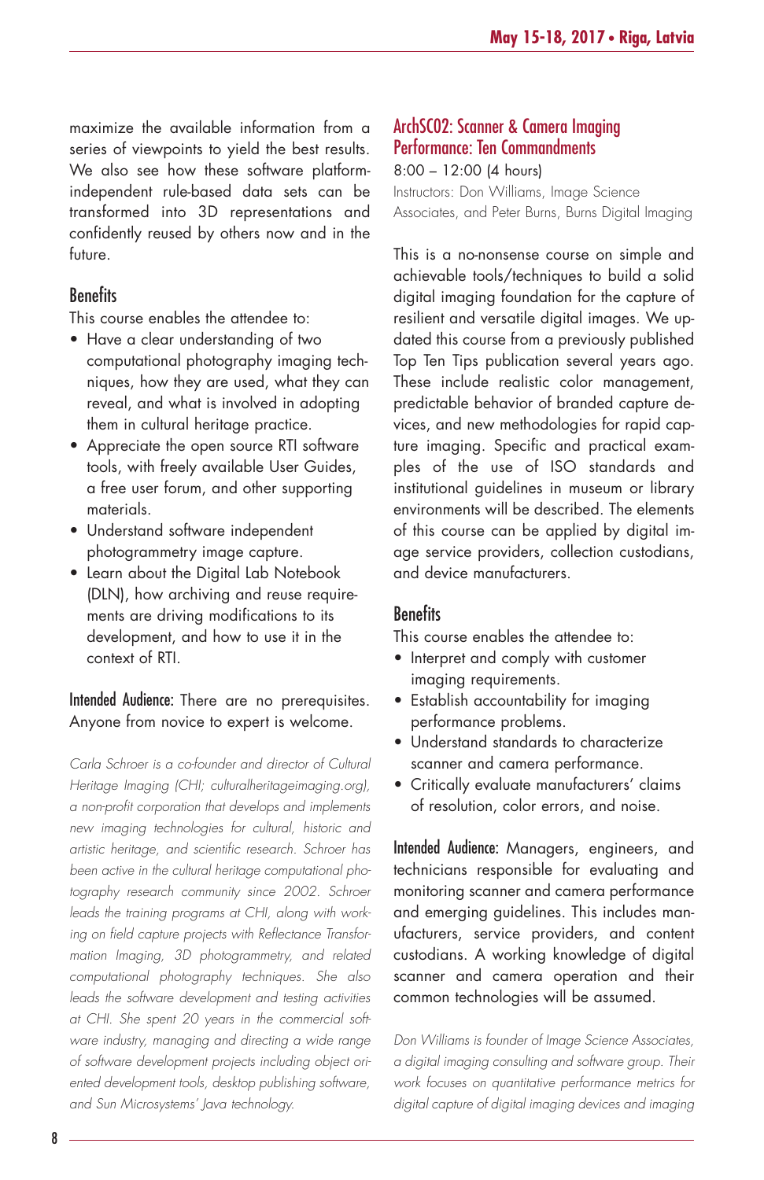maximize the available information from a series of viewpoints to yield the best results. We also see how these software platform-independent rule-based data sets can be transformed into 3D representations and confidently reused by others now and in the future.

### Benefits

This course enables the attendee to:

- Have a clear understanding of two computational photography imaging techniques, how they are used, what they can reveal, and what is involved in adopting them in cultural heritage practice.
- Appreciate the open source RTI software tools, with freely available User Guides, a free user forum, and other supporting materials.
- Understand software independent photogrammetry image capture.
- Learn about the Digital Lab Notebook (DLN), how archiving and reuse requirements are driving modifications to its development, and how to use it in the context of RTI.

**Intended Audience:** There are no prerequisites. Anyone from novice to expert is welcome.

*Carla Schroer is a co-founder and director of Cultural Heritage Imaging (CHI; culturalheritageimaging.org), a non-profit corporation that develops and implements new imaging technologies for cultural, historic and artistic heritage, and scientific research. Schroer has been active in the cultural heritage computational photography research community since 2002. Schroer leads the training programs at CHI, along with working on field capture projects with Reflectance Transformation Imaging, 3D photogrammetry, and related computational photography techniques. She also leads the software development and testing activities at CHI. She spent 20 years in the commercial software industry, managing and directing a wide range of software development projects including object oriented development tools, desktop publishing software, and Sun Microsystems' Java technology.*

## ArchSC02: Scanner & Camera Imaging Performance: Ten Commandments

8:00 – 12:00 (4 hours)

Instructors: Don Williams, Image Science Associates, and Peter Burns, Burns Digital Imaging

This is a no-nonsense course on simple and achievable tools/techniques to build a solid digital imaging foundation for the capture of resilient and versatile digital images. We updated this course from a previously published Top Ten Tips publication several years ago. These include realistic color management, predictable behavior of branded capture devices, and new methodologies for rapid capture imaging. Specific and practical examples of the use of ISO standards and institutional guidelines in museum or library environments will be described. The elements of this course can be applied by digital image service providers, collection custodians, and device manufacturers.

### Benefits

This course enables the attendee to:

- Interpret and comply with customer imaging requirements.
- Establish accountability for imaging performance problems.
- Understand standards to characterize scanner and camera performance.
- Critically evaluate manufacturers' claims of resolution, color errors, and noise.

**Intended Audience:** Managers, engineers, and technicians responsible for evaluating and monitoring scanner and camera performance and emerging guidelines. This includes manufacturers, service providers, and content custodians. A working knowledge of digital scanner and camera operation and their common technologies will be assumed.

*Don Williams is founder of Image Science Associates, a digital imaging consulting and software group. Their work focuses on quantitative performance metrics for digital capture of digital imaging devices and imaging*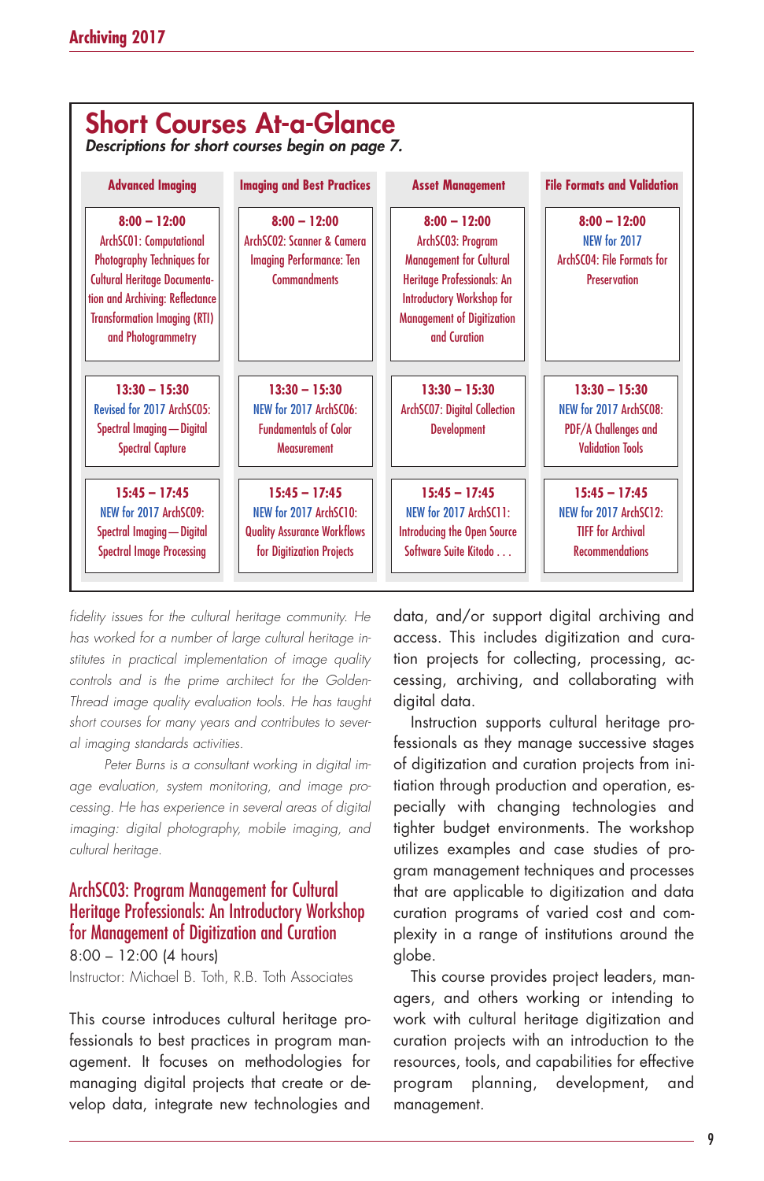## Short Courses At-a-Glance

*Descriptions for short courses begin on page 7.*

| Advanced Imaging | Imaging and Best Practices | Asset Management | File Formats and Validation |
|---|---|---|---|
| **8:00 – 12:00** ArchSC01: Computational Photography Techniques for Cultural Heritage Documentation and Archiving: Reflectance Transformation Imaging (RTI) and Photogrammetry | **8:00 – 12:00** ArchSC02: Scanner & Camera Imaging Performance: Ten Commandments | **8:00 – 12:00** ArchSC03: Program Management for Cultural Heritage Professionals: An Introductory Workshop for Management of Digitization and Curation | **8:00 – 12:00** NEW for 2017 ArchSC04: File Formats for Preservation |
| **13:30 – 15:30** Revised for 2017 ArchSC05: Spectral Imaging—Digital Spectral Capture | **13:30 – 15:30** NEW for 2017 ArchSC06: Fundamentals of Color Measurement | **13:30 – 15:30** ArchSC07: Digital Collection Development | **13:30 – 15:30** NEW for 2017 ArchSC08: PDF/A Challenges and Validation Tools |
| **15:45 – 17:45** NEW for 2017 ArchSC09: Spectral Imaging—Digital Spectral Image Processing | **15:45 – 17:45** NEW for 2017 ArchSC10: Quality Assurance Workflows for Digitization Projects | **15:45 – 17:45** NEW for 2017 ArchSC11: Introducing the Open Source Software Suite Kitodo . . . | **15:45 – 17:45** NEW for 2017 ArchSC12: TIFF for Archival Recommendations |

*fidelity issues for the cultural heritage community. He has worked for a number of large cultural heritage institutes in practical implementation of image quality controls and is the prime architect for the Golden-Thread image quality evaluation tools. He has taught short courses for many years and contributes to several imaging standards activities.*

*Peter Burns is a consultant working in digital image evaluation, system monitoring, and image processing. He has experience in several areas of digital imaging: digital photography, mobile imaging, and cultural heritage.*

### ArchSC03: Program Management for Cultural Heritage Professionals: An Introductory Workshop for Management of Digitization and Curation

8:00 – 12:00 (4 hours)

Instructor: Michael B. Toth, R.B. Toth Associates

This course introduces cultural heritage professionals to best practices in program management. It focuses on methodologies for managing digital projects that create or develop data, integrate new technologies and data, and/or support digital archiving and access. This includes digitization and curation projects for collecting, processing, accessing, archiving, and collaborating with digital data.

Instruction supports cultural heritage professionals as they manage successive stages of digitization and curation projects from initiation through production and operation, especially with changing technologies and tighter budget environments. The workshop utilizes examples and case studies of program management techniques and processes that are applicable to digitization and data curation programs of varied cost and complexity in a range of institutions around the globe.

This course provides project leaders, managers, and others working or intending to work with cultural heritage digitization and curation projects with an introduction to the resources, tools, and capabilities for effective program planning, development, and management.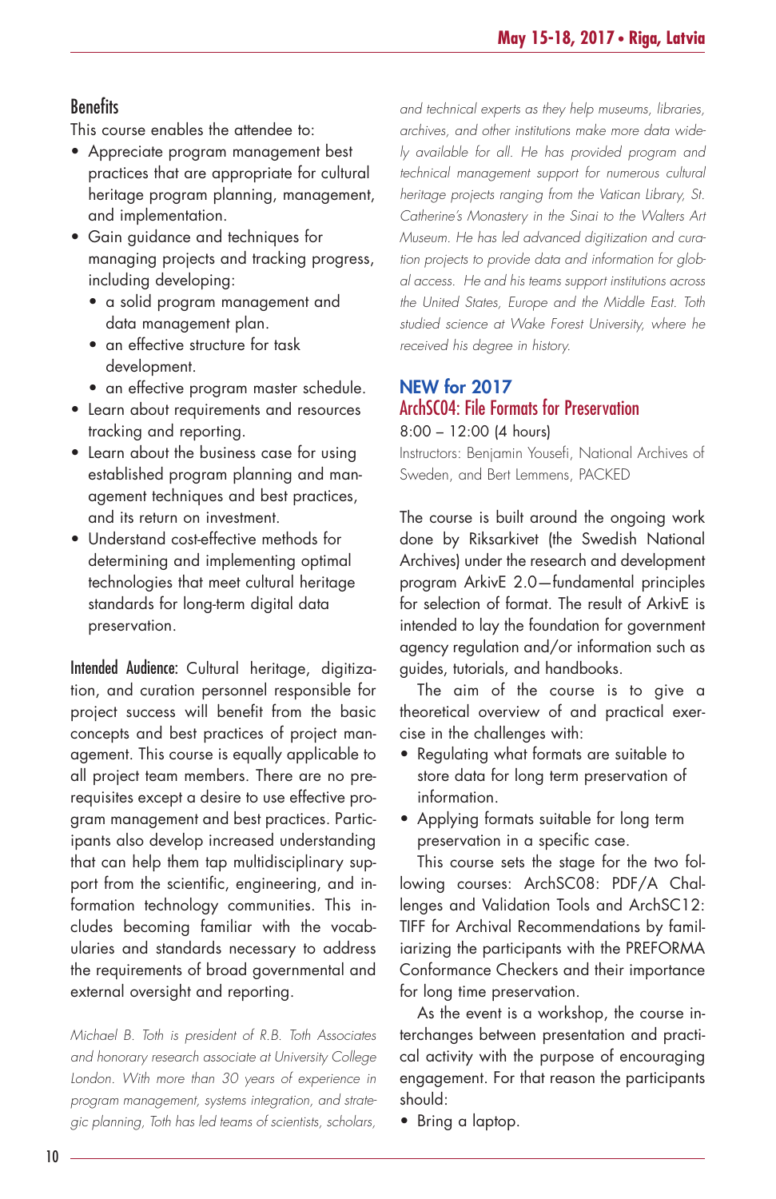## Benefits

This course enables the attendee to:

- Appreciate program management best practices that are appropriate for cultural heritage program planning, management, and implementation.
- Gain guidance and techniques for managing projects and tracking progress, including developing:
  - a solid program management and data management plan.
  - an effective structure for task development.
  - an effective program master schedule.
- Learn about requirements and resources tracking and reporting.
- Learn about the business case for using established program planning and management techniques and best practices, and its return on investment.
- Understand cost-effective methods for determining and implementing optimal technologies that meet cultural heritage standards for long-term digital data preservation.

**Intended Audience:** Cultural heritage, digitization, and curation personnel responsible for project success will benefit from the basic concepts and best practices of project management. This course is equally applicable to all project team members. There are no prerequisites except a desire to use effective program management and best practices. Participants also develop increased understanding that can help them tap multidisciplinary support from the scientific, engineering, and information technology communities. This includes becoming familiar with the vocabularies and standards necessary to address the requirements of broad governmental and external oversight and reporting.

*Michael B. Toth is president of R.B. Toth Associates and honorary research associate at University College London. With more than 30 years of experience in program management, systems integration, and strategic planning, Toth has led teams of scientists, scholars, and technical experts as they help museums, libraries, archives, and other institutions make more data widely available for all. He has provided program and technical management support for numerous cultural heritage projects ranging from the Vatican Library, St. Catherine's Monastery in the Sinai to the Walters Art Museum. He has led advanced digitization and curation projects to provide data and information for global access. He and his teams support institutions across the United States, Europe and the Middle East. Toth studied science at Wake Forest University, where he received his degree in history.*

## NEW for 2017

## ArchSC04: File Formats for Preservation

8:00 – 12:00 (4 hours)

Instructors: Benjamin Yousefi, National Archives of Sweden, and Bert Lemmens, PACKED

The course is built around the ongoing work done by Riksarkivet (the Swedish National Archives) under the research and development program ArkivE 2.0—fundamental principles for selection of format. The result of ArkivE is intended to lay the foundation for government agency regulation and/or information such as guides, tutorials, and handbooks.

The aim of the course is to give a theoretical overview of and practical exercise in the challenges with:

- Regulating what formats are suitable to store data for long term preservation of information.
- Applying formats suitable for long term preservation in a specific case.

This course sets the stage for the two following courses: ArchSC08: PDF/A Challenges and Validation Tools and ArchSC12: TIFF for Archival Recommendations by familiarizing the participants with the PREFORMA Conformance Checkers and their importance for long time preservation.

As the event is a workshop, the course interchanges between presentation and practical activity with the purpose of encouraging engagement. For that reason the participants should:

- Bring a laptop.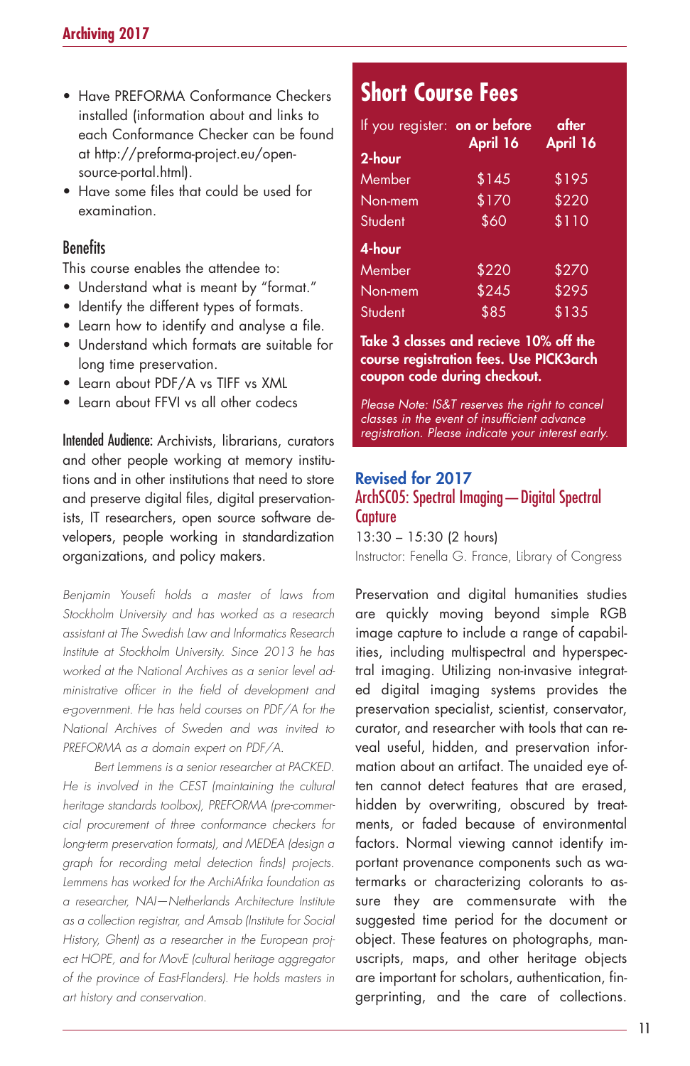- Have PREFORMA Conformance Checkers installed (information about and links to each Conformance Checker can be found at http://preforma-project.eu/open-source-portal.html).
- Have some files that could be used for examination.

### Benefits

This course enables the attendee to:

- Understand what is meant by "format."
- Identify the different types of formats.
- Learn how to identify and analyse a file.
- Understand which formats are suitable for long time preservation.
- Learn about PDF/A vs TIFF vs XML
- Learn about FFVI vs all other codecs

**Intended Audience:** Archivists, librarians, curators and other people working at memory institutions and in other institutions that need to store and preserve digital files, digital preservationists, IT researchers, open source software developers, people working in standardization organizations, and policy makers.

*Benjamin Yousefi holds a master of laws from Stockholm University and has worked as a research assistant at The Swedish Law and Informatics Research Institute at Stockholm University. Since 2013 he has worked at the National Archives as a senior level administrative officer in the field of development and e-government. He has held courses on PDF/A for the National Archives of Sweden and was invited to PREFORMA as a domain expert on PDF/A.*

*Bert Lemmens is a senior researcher at PACKED. He is involved in the CEST (maintaining the cultural heritage standards toolbox), PREFORMA (pre-commercial procurement of three conformance checkers for long-term preservation formats), and MEDEA (design a graph for recording metal detection finds) projects. Lemmens has worked for the ArchiAfrika foundation as a researcher, NAI—Netherlands Architecture Institute as a collection registrar, and Amsab (Institute for Social History, Ghent) as a researcher in the European project HOPE, and for MovE (cultural heritage aggregator of the province of East-Flanders). He holds masters in art history and conservation.*

## Short Course Fees

| If you register: | on or before April 16 | after April 16 |
|---|---|---|
| **2-hour** | | |
| Member | $145 | $195 |
| Non-mem | $170 | $220 |
| Student | $60 | $110 |
| **4-hour** | | |
| Member | $220 | $270 |
| Non-mem | $245 | $295 |
| Student | $85 | $135 |

**Take 3 classes and recieve 10% off the course registration fees. Use PICK3arch coupon code during checkout.**

*Please Note: IS&T reserves the right to cancel classes in the event of insufficient advance registration. Please indicate your interest early.*

**Revised for 2017**

## ArchSC05: Spectral Imaging—Digital Spectral Capture

13:30 – 15:30 (2 hours)

Instructor: Fenella G. France, Library of Congress

Preservation and digital humanities studies are quickly moving beyond simple RGB image capture to include a range of capabilities, including multispectral and hyperspectral imaging. Utilizing non-invasive integrated digital imaging systems provides the preservation specialist, scientist, conservator, curator, and researcher with tools that can reveal useful, hidden, and preservation information about an artifact. The unaided eye often cannot detect features that are erased, hidden by overwriting, obscured by treatments, or faded because of environmental factors. Normal viewing cannot identify important provenance components such as watermarks or characterizing colorants to assure they are commensurate with the suggested time period for the document or object. These features on photographs, manuscripts, maps, and other heritage objects are important for scholars, authentication, fingerprinting, and the care of collections.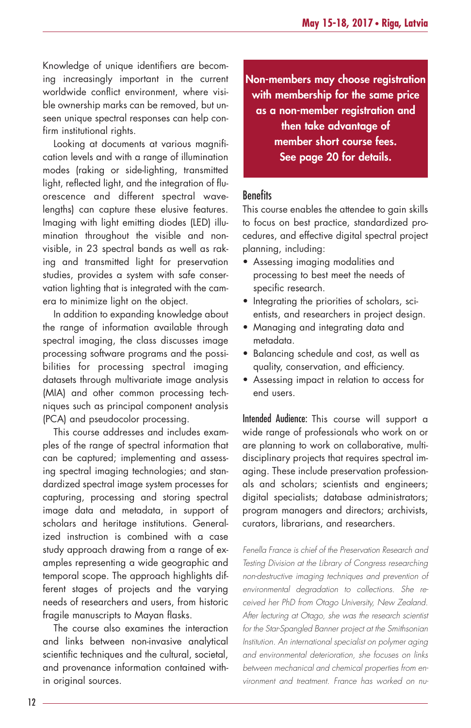Knowledge of unique identifiers are becoming increasingly important in the current worldwide conflict environment, where visible ownership marks can be removed, but unseen unique spectral responses can help confirm institutional rights.

Looking at documents at various magnification levels and with a range of illumination modes (raking or side-lighting, transmitted light, reflected light, and the integration of fluorescence and different spectral wavelengths) can capture these elusive features. Imaging with light emitting diodes (LED) illumination throughout the visible and non-visible, in 23 spectral bands as well as raking and transmitted light for preservation studies, provides a system with safe conservation lighting that is integrated with the camera to minimize light on the object.

In addition to expanding knowledge about the range of information available through spectral imaging, the class discusses image processing software programs and the possibilities for processing spectral imaging datasets through multivariate image analysis (MIA) and other common processing techniques such as principal component analysis (PCA) and pseudocolor processing.

This course addresses and includes examples of the range of spectral information that can be captured; implementing and assessing spectral imaging technologies; and standardized spectral image system processes for capturing, processing and storing spectral image data and metadata, in support of scholars and heritage institutions. Generalized instruction is combined with a case study approach drawing from a range of examples representing a wide geographic and temporal scope. The approach highlights different stages of projects and the varying needs of researchers and users, from historic fragile manuscripts to Mayan flasks.

The course also examines the interaction and links between non-invasive analytical scientific techniques and the cultural, societal, and provenance information contained within original sources.

**Non-members may choose registration with membership for the same price as a non-member registration and then take advantage of member short course fees. See page 20 for details.**

## Benefits

This course enables the attendee to gain skills to focus on best practice, standardized procedures, and effective digital spectral project planning, including:

- Assessing imaging modalities and processing to best meet the needs of specific research.
- Integrating the priorities of scholars, scientists, and researchers in project design.
- Managing and integrating data and metadata.
- Balancing schedule and cost, as well as quality, conservation, and efficiency.
- Assessing impact in relation to access for end users.

**Intended Audience:** This course will support a wide range of professionals who work on or are planning to work on collaborative, multidisciplinary projects that requires spectral imaging. These include preservation professionals and scholars; scientists and engineers; digital specialists; database administrators; program managers and directors; archivists, curators, librarians, and researchers.

*Fenella France is chief of the Preservation Research and Testing Division at the Library of Congress researching non-destructive imaging techniques and prevention of environmental degradation to collections. She received her PhD from Otago University, New Zealand. After lecturing at Otago, she was the research scientist for the Star-Spangled Banner project at the Smithsonian Institution. An international specialist on polymer aging and environmental deterioration, she focuses on links between mechanical and chemical properties from environment and treatment. France has worked on nu-*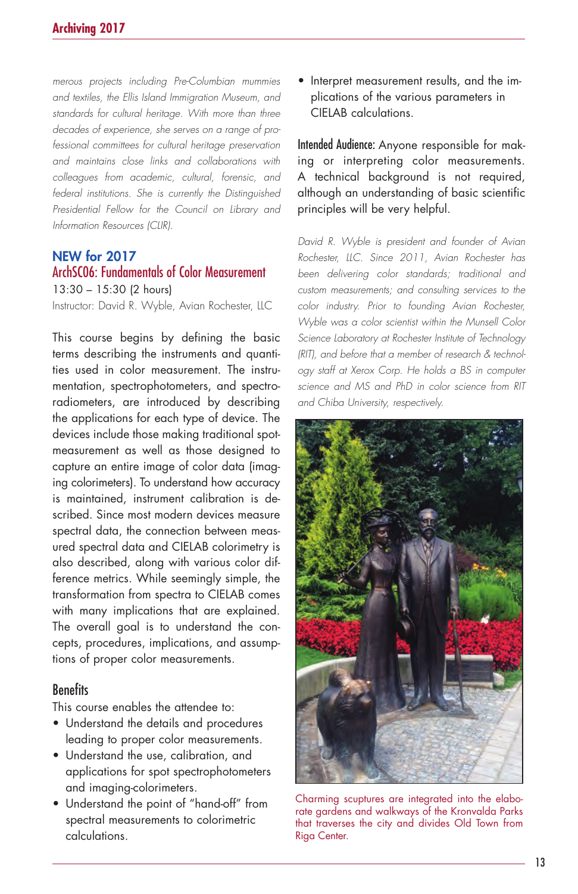*merous projects including Pre-Columbian mummies and textiles, the Ellis Island Immigration Museum, and standards for cultural heritage. With more than three decades of experience, she serves on a range of professional committees for cultural heritage preservation and maintains close links and collaborations with colleagues from academic, cultural, forensic, and federal institutions. She is currently the Distinguished Presidential Fellow for the Council on Library and Information Resources (CLIR).*

## NEW for 2017
## ArchSC06: Fundamentals of Color Measurement

13:30 – 15:30 (2 hours)
Instructor: David R. Wyble, Avian Rochester, LLC

This course begins by defining the basic terms describing the instruments and quantities used in color measurement. The instrumentation, spectrophotometers, and spectroradiometers, are introduced by describing the applications for each type of device. The devices include those making traditional spot-measurement as well as those designed to capture an entire image of color data (imaging colorimeters). To understand how accuracy is maintained, instrument calibration is described. Since most modern devices measure spectral data, the connection between measured spectral data and CIELAB colorimetry is also described, along with various color difference metrics. While seemingly simple, the transformation from spectra to CIELAB comes with many implications that are explained. The overall goal is to understand the concepts, procedures, implications, and assumptions of proper color measurements.

### Benefits

This course enables the attendee to:

- Understand the details and procedures leading to proper color measurements.
- Understand the use, calibration, and applications for spot spectrophotometers and imaging-colorimeters.
- Understand the point of "hand-off" from spectral measurements to colorimetric calculations.
- Interpret measurement results, and the implications of the various parameters in CIELAB calculations.

**Intended Audience:** Anyone responsible for making or interpreting color measurements. A technical background is not required, although an understanding of basic scientific principles will be very helpful.

*David R. Wyble is president and founder of Avian Rochester, LLC. Since 2011, Avian Rochester has been delivering color standards; traditional and custom measurements; and consulting services to the color industry. Prior to founding Avian Rochester, Wyble was a color scientist within the Munsell Color Science Laboratory at Rochester Institute of Technology (RIT), and before that a member of research & technology staff at Xerox Corp. He holds a BS in computer science and MS and PhD in color science from RIT and Chiba University, respectively.*

Charming scuptures are integrated into the elaborate gardens and walkways of the Kronvalda Parks that traverses the city and divides Old Town from Riga Center.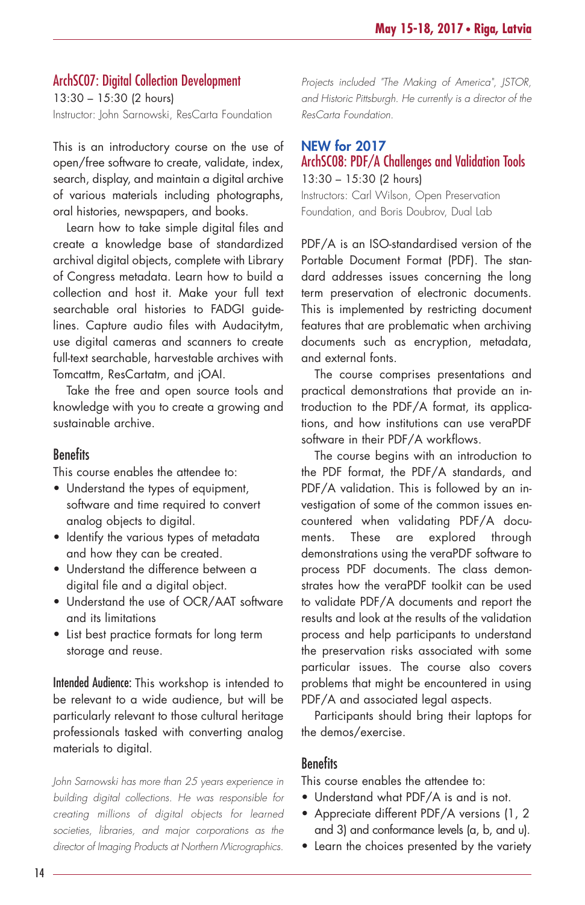## ArchSC07: Digital Collection Development

13:30 – 15:30 (2 hours)

Instructor: John Sarnowski, ResCarta Foundation

This is an introductory course on the use of open/free software to create, validate, index, search, display, and maintain a digital archive of various materials including photographs, oral histories, newspapers, and books.

Learn how to take simple digital files and create a knowledge base of standardized archival digital objects, complete with Library of Congress metadata. Learn how to build a collection and host it. Make your full text searchable oral histories to FADGI guidelines. Capture audio files with Audacitytm, use digital cameras and scanners to create full-text searchable, harvestable archives with Tomcattm, ResCartatm, and jOAI.

Take the free and open source tools and knowledge with you to create a growing and sustainable archive.

### Benefits

This course enables the attendee to:

- Understand the types of equipment, software and time required to convert analog objects to digital.
- Identify the various types of metadata and how they can be created.
- Understand the difference between a digital file and a digital object.
- Understand the use of OCR/AAT software and its limitations
- List best practice formats for long term storage and reuse.

**Intended Audience:** This workshop is intended to be relevant to a wide audience, but will be particularly relevant to those cultural heritage professionals tasked with converting analog materials to digital.

*John Sarnowski has more than 25 years experience in building digital collections. He was responsible for creating millions of digital objects for learned societies, libraries, and major corporations as the director of Imaging Products at Northern Micrographics. Projects included "The Making of America", JSTOR, and Historic Pittsburgh. He currently is a director of the ResCarta Foundation.*

**NEW for 2017**

## ArchSC08: PDF/A Challenges and Validation Tools

13:30 – 15:30 (2 hours)

Instructors: Carl Wilson, Open Preservation Foundation, and Boris Doubrov, Dual Lab

PDF/A is an ISO-standardised version of the Portable Document Format (PDF). The standard addresses issues concerning the long term preservation of electronic documents. This is implemented by restricting document features that are problematic when archiving documents such as encryption, metadata, and external fonts.

The course comprises presentations and practical demonstrations that provide an introduction to the PDF/A format, its applications, and how institutions can use veraPDF software in their PDF/A workflows.

The course begins with an introduction to the PDF format, the PDF/A standards, and PDF/A validation. This is followed by an investigation of some of the common issues encountered when validating PDF/A documents. These are explored through demonstrations using the veraPDF software to process PDF documents. The class demonstrates how the veraPDF toolkit can be used to validate PDF/A documents and report the results and look at the results of the validation process and help participants to understand the preservation risks associated with some particular issues. The course also covers problems that might be encountered in using PDF/A and associated legal aspects.

Participants should bring their laptops for the demos/exercise.

### Benefits

This course enables the attendee to:

- Understand what PDF/A is and is not.
- Appreciate different PDF/A versions (1, 2 and 3) and conformance levels (a, b, and u).
- Learn the choices presented by the variety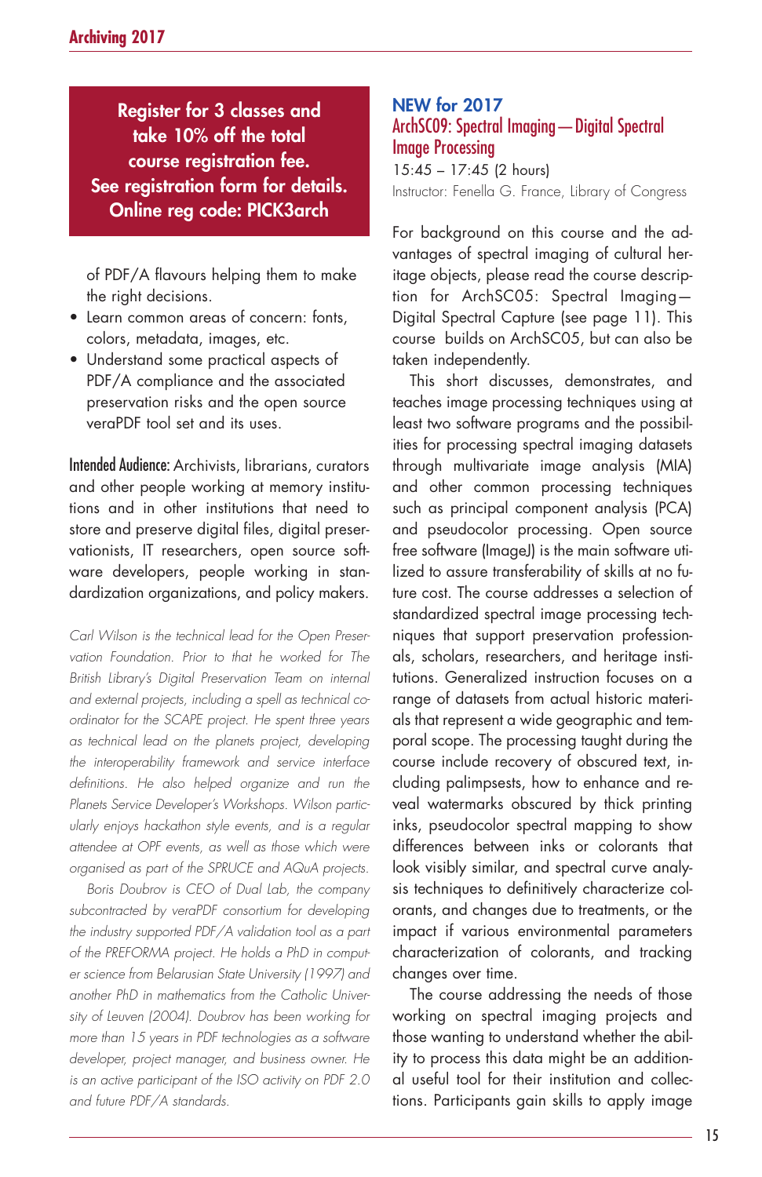**Register for 3 classes and take 10% off the total course registration fee. See registration form for details. Online reg code: PICK3arch**

of PDF/A flavours helping them to make the right decisions.

- Learn common areas of concern: fonts, colors, metadata, images, etc.
- Understand some practical aspects of PDF/A compliance and the associated preservation risks and the open source veraPDF tool set and its uses.

**Intended Audience:** Archivists, librarians, curators and other people working at memory institutions and in other institutions that need to store and preserve digital files, digital preservationists, IT researchers, open source software developers, people working in standardization organizations, and policy makers.

*Carl Wilson is the technical lead for the Open Preservation Foundation. Prior to that he worked for The British Library's Digital Preservation Team on internal and external projects, including a spell as technical co-ordinator for the SCAPE project. He spent three years as technical lead on the planets project, developing the interoperability framework and service interface definitions. He also helped organize and run the Planets Service Developer's Workshops. Wilson particularly enjoys hackathon style events, and is a regular attendee at OPF events, as well as those which were organised as part of the SPRUCE and AQuA projects.*

*Boris Doubrov is CEO of Dual Lab, the company subcontracted by veraPDF consortium for developing the industry supported PDF/A validation tool as a part of the PREFORMA project. He holds a PhD in computer science from Belarusian State University (1997) and another PhD in mathematics from the Catholic University of Leuven (2004). Doubrov has been working for more than 15 years in PDF technologies as a software developer, project manager, and business owner. He is an active participant of the ISO activity on PDF 2.0 and future PDF/A standards.*

## NEW for 2017

## ArchSC09: Spectral Imaging—Digital Spectral Image Processing

15:45 – 17:45 (2 hours)

Instructor: Fenella G. France, Library of Congress

For background on this course and the advantages of spectral imaging of cultural heritage objects, please read the course description for ArchSC05: Spectral Imaging—Digital Spectral Capture (see page 11). This course builds on ArchSC05, but can also be taken independently.

This short discusses, demonstrates, and teaches image processing techniques using at least two software programs and the possibilities for processing spectral imaging datasets through multivariate image analysis (MIA) and other common processing techniques such as principal component analysis (PCA) and pseudocolor processing. Open source free software (ImageJ) is the main software utilized to assure transferability of skills at no future cost. The course addresses a selection of standardized spectral image processing techniques that support preservation professionals, scholars, researchers, and heritage institutions. Generalized instruction focuses on a range of datasets from actual historic materials that represent a wide geographic and temporal scope. The processing taught during the course include recovery of obscured text, including palimpsests, how to enhance and reveal watermarks obscured by thick printing inks, pseudocolor spectral mapping to show differences between inks or colorants that look visibly similar, and spectral curve analysis techniques to definitively characterize colorants, and changes due to treatments, or the impact if various environmental parameters characterization of colorants, and tracking changes over time.

The course addressing the needs of those working on spectral imaging projects and those wanting to understand whether the ability to process this data might be an additional useful tool for their institution and collections. Participants gain skills to apply image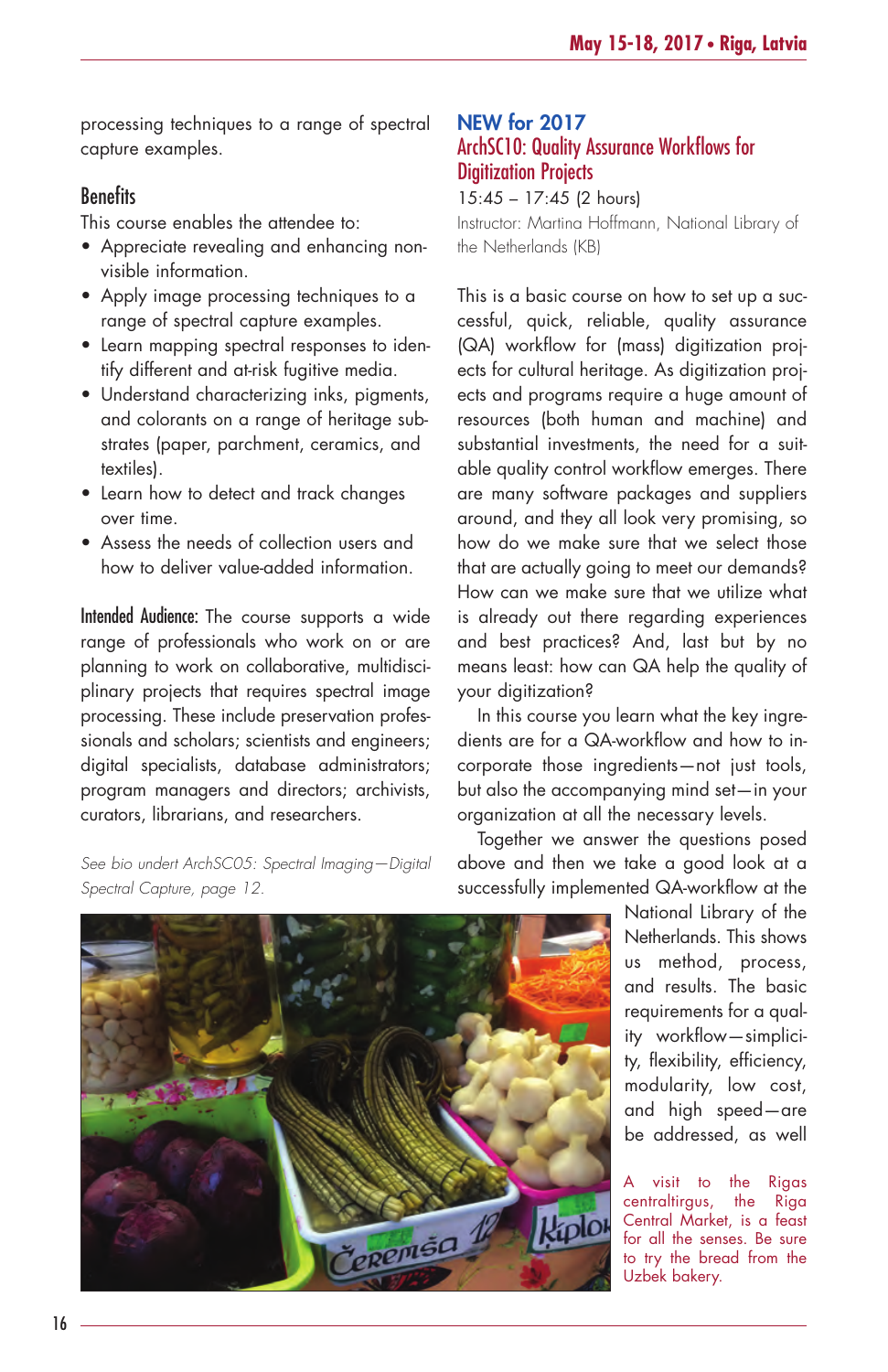processing techniques to a range of spectral capture examples.

### Benefits

This course enables the attendee to:

- Appreciate revealing and enhancing non-visible information.
- Apply image processing techniques to a range of spectral capture examples.
- Learn mapping spectral responses to identify different and at-risk fugitive media.
- Understand characterizing inks, pigments, and colorants on a range of heritage substrates (paper, parchment, ceramics, and textiles).
- Learn how to detect and track changes over time.
- Assess the needs of collection users and how to deliver value-added information.

**Intended Audience:** The course supports a wide range of professionals who work on or are planning to work on collaborative, multidisciplinary projects that requires spectral image processing. These include preservation professionals and scholars; scientists and engineers; digital specialists, database administrators; program managers and directors; archivists, curators, librarians, and researchers.

*See bio undert ArchSC05: Spectral Imaging—Digital Spectral Capture, page 12.*

## NEW for 2017
## ArchSC10: Quality Assurance Workflows for Digitization Projects

15:45 – 17:45 (2 hours)

Instructor: Martina Hoffmann, National Library of the Netherlands (KB)

This is a basic course on how to set up a successful, quick, reliable, quality assurance (QA) workflow for (mass) digitization projects for cultural heritage. As digitization projects and programs require a huge amount of resources (both human and machine) and substantial investments, the need for a suitable quality control workflow emerges. There are many software packages and suppliers around, and they all look very promising, so how do we make sure that we select those that are actually going to meet our demands? How can we make sure that we utilize what is already out there regarding experiences and best practices? And, last but by no means least: how can QA help the quality of your digitization?

In this course you learn what the key ingredients are for a QA-workflow and how to incorporate those ingredients—not just tools, but also the accompanying mind set—in your organization at all the necessary levels.

Together we answer the questions posed above and then we take a good look at a successfully implemented QA-workflow at the National Library of the Netherlands. This shows us method, process, and results. The basic requirements for a quality workflow—simplicity, flexibility, efficiency, modularity, low cost, and high speed—are be addressed, as well

A visit to the Rigas centraltirgus, the Riga Central Market, is a feast for all the senses. Be sure to try the bread from the Uzbek bakery.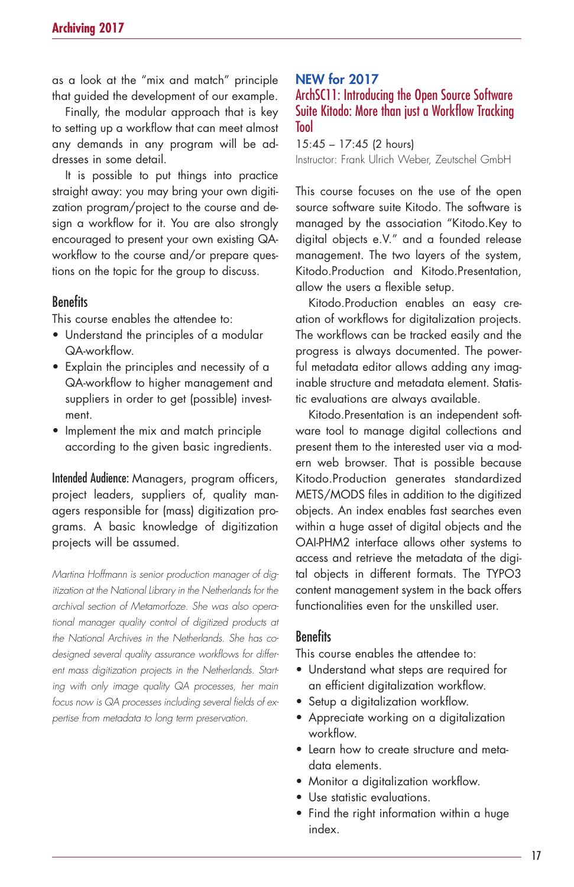as a look at the "mix and match" principle that guided the development of our example.

Finally, the modular approach that is key to setting up a workflow that can meet almost any demands in any program will be addresses in some detail.

It is possible to put things into practice straight away: you may bring your own digitization program/project to the course and design a workflow for it. You are also strongly encouraged to present your own existing QA-workflow to the course and/or prepare questions on the topic for the group to discuss.

## Benefits

This course enables the attendee to:

- Understand the principles of a modular QA-workflow.
- Explain the principles and necessity of a QA-workflow to higher management and suppliers in order to get (possible) investment.
- Implement the mix and match principle according to the given basic ingredients.

**Intended Audience:** Managers, program officers, project leaders, suppliers of, quality managers responsible for (mass) digitization programs. A basic knowledge of digitization projects will be assumed.

*Martina Hoffmann is senior production manager of digitization at the National Library in the Netherlands for the archival section of Metamorfoze. She was also operational manager quality control of digitized products at the National Archives in the Netherlands. She has co-designed several quality assurance workflows for different mass digitization projects in the Netherlands. Starting with only image quality QA processes, her main focus now is QA processes including several fields of expertise from metadata to long term preservation.*

## NEW for 2017

## ArchSC11: Introducing the Open Source Software Suite Kitodo: More than just a Workflow Tracking Tool

15:45 – 17:45 (2 hours)

Instructor: Frank Ulrich Weber, Zeutschel GmbH

This course focuses on the use of the open source software suite Kitodo. The software is managed by the association "Kitodo.Key to digital objects e.V." and a founded release management. The two layers of the system, Kitodo.Production and Kitodo.Presentation, allow the users a flexible setup.

Kitodo.Production enables an easy creation of workflows for digitalization projects. The workflows can be tracked easily and the progress is always documented. The powerful metadata editor allows adding any imaginable structure and metadata element. Statistic evaluations are always available.

Kitodo.Presentation is an independent software tool to manage digital collections and present them to the interested user via a modern web browser. That is possible because Kitodo.Production generates standardized METS/MODS files in addition to the digitized objects. An index enables fast searches even within a huge asset of digital objects and the OAI-PHM2 interface allows other systems to access and retrieve the metadata of the digital objects in different formats. The TYPO3 content management system in the back offers functionalities even for the unskilled user.

## Benefits

This course enables the attendee to:

- Understand what steps are required for an efficient digitalization workflow.
- Setup a digitalization workflow.
- Appreciate working on a digitalization workflow.
- Learn how to create structure and metadata elements.
- Monitor a digitalization workflow.
- Use statistic evaluations.
- Find the right information within a huge index.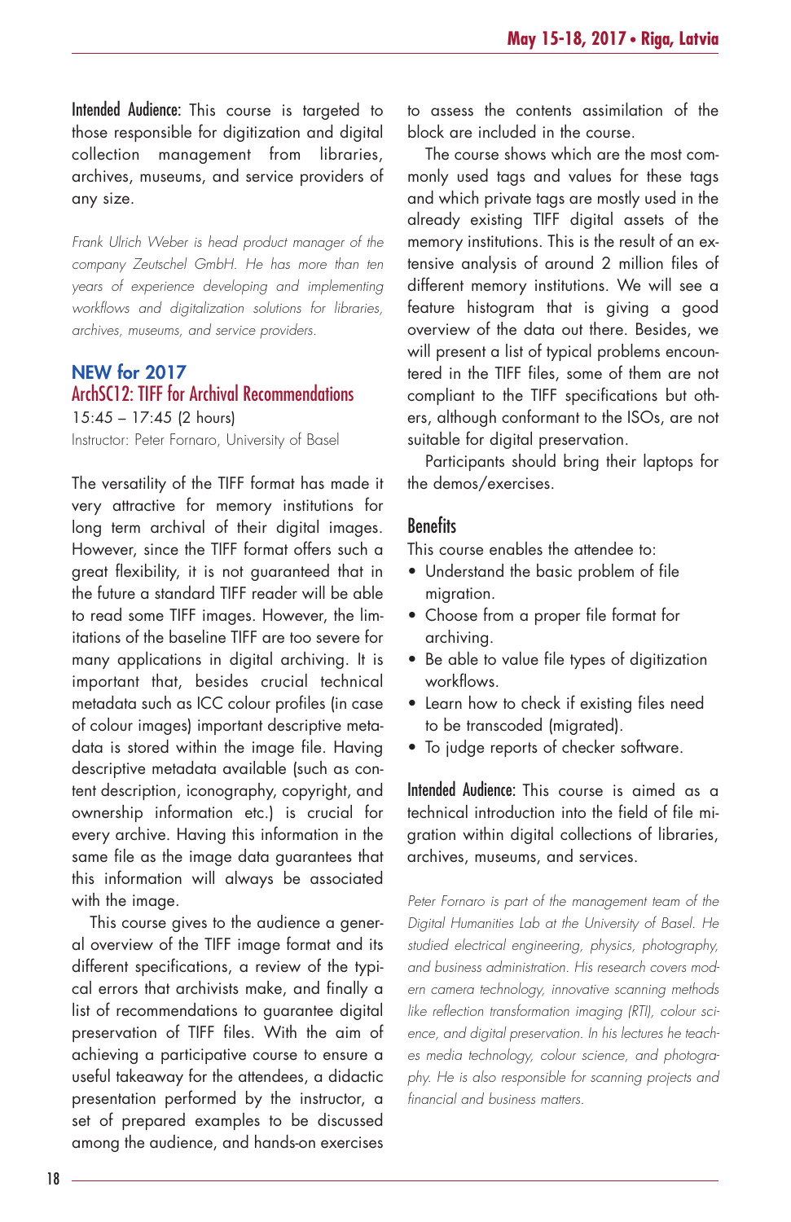**Intended Audience:** This course is targeted to those responsible for digitization and digital collection management from libraries, archives, museums, and service providers of any size.

*Frank Ulrich Weber is head product manager of the company Zeutschel GmbH. He has more than ten years of experience developing and implementing workflows and digitalization solutions for libraries, archives, museums, and service providers.*

## NEW for 2017
## ArchSC12: TIFF for Archival Recommendations

15:45 – 17:45 (2 hours)
Instructor: Peter Fornaro, University of Basel

The versatility of the TIFF format has made it very attractive for memory institutions for long term archival of their digital images. However, since the TIFF format offers such a great flexibility, it is not guaranteed that in the future a standard TIFF reader will be able to read some TIFF images. However, the limitations of the baseline TIFF are too severe for many applications in digital archiving. It is important that, besides crucial technical metadata such as ICC colour profiles (in case of colour images) important descriptive metadata is stored within the image file. Having descriptive metadata available (such as content description, iconography, copyright, and ownership information etc.) is crucial for every archive. Having this information in the same file as the image data guarantees that this information will always be associated with the image.

This course gives to the audience a general overview of the TIFF image format and its different specifications, a review of the typical errors that archivists make, and finally a list of recommendations to guarantee digital preservation of TIFF files. With the aim of achieving a participative course to ensure a useful takeaway for the attendees, a didactic presentation performed by the instructor, a set of prepared examples to be discussed among the audience, and hands-on exercises to assess the contents assimilation of the block are included in the course.

The course shows which are the most commonly used tags and values for these tags and which private tags are mostly used in the already existing TIFF digital assets of the memory institutions. This is the result of an extensive analysis of around 2 million files of different memory institutions. We will see a feature histogram that is giving a good overview of the data out there. Besides, we will present a list of typical problems encountered in the TIFF files, some of them are not compliant to the TIFF specifications but others, although conformant to the ISOs, are not suitable for digital preservation.

Participants should bring their laptops for the demos/exercises.

### Benefits

This course enables the attendee to:

- Understand the basic problem of file migration.
- Choose from a proper file format for archiving.
- Be able to value file types of digitization workflows.
- Learn how to check if existing files need to be transcoded (migrated).
- To judge reports of checker software.

**Intended Audience:** This course is aimed as a technical introduction into the field of file migration within digital collections of libraries, archives, museums, and services.

*Peter Fornaro is part of the management team of the Digital Humanities Lab at the University of Basel. He studied electrical engineering, physics, photography, and business administration. His research covers modern camera technology, innovative scanning methods like reflection transformation imaging (RTI), colour science, and digital preservation. In his lectures he teaches media technology, colour science, and photography. He is also responsible for scanning projects and financial and business matters.*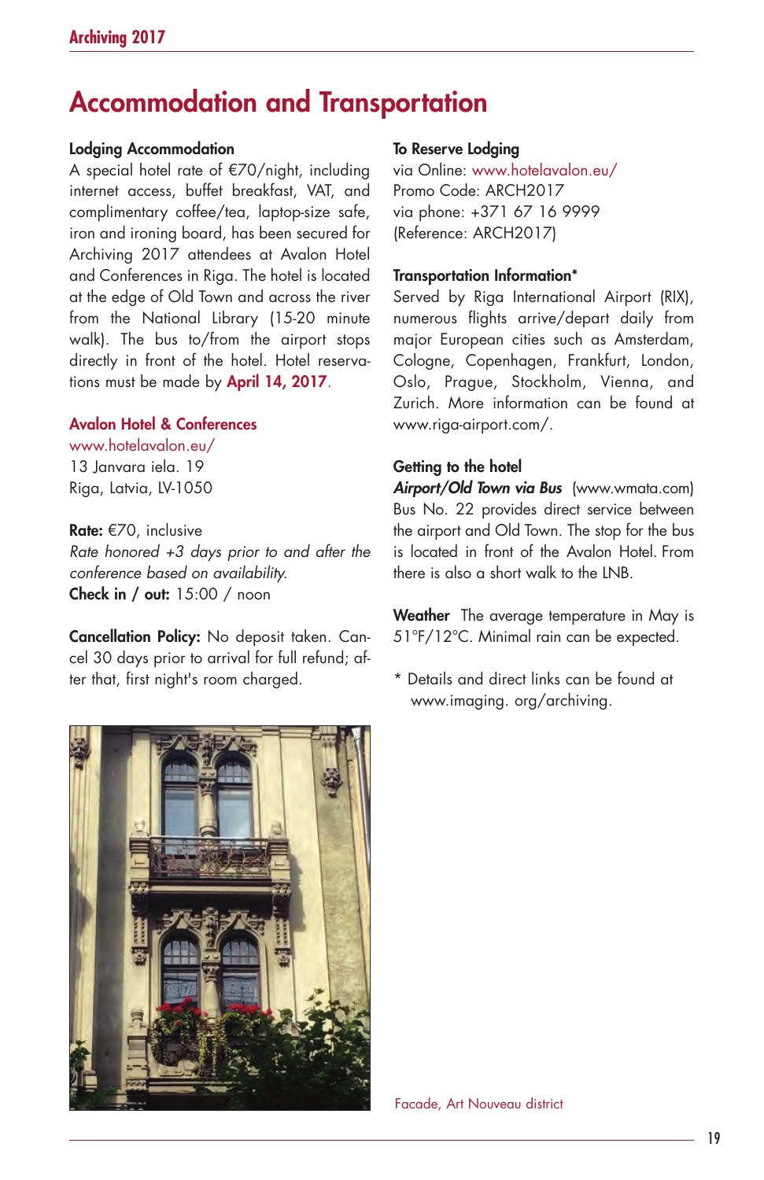# Accommodation and Transportation

### Lodging Accommodation

A special hotel rate of €70/night, including internet access, buffet breakfast, VAT, and complimentary coffee/tea, laptop-size safe, iron and ironing board, has been secured for Archiving 2017 attendees at Avalon Hotel and Conferences in Riga. The hotel is located at the edge of Old Town and across the river from the National Library (15-20 minute walk). The bus to/from the airport stops directly in front of the hotel. Hotel reservations must be made by **April 14, 2017**.

### Avalon Hotel & Conferences

www.hotelavalon.eu/
13 Janvara iela. 19
Riga, Latvia, LV-1050

**Rate:** €70, inclusive
*Rate honored +3 days prior to and after the conference based on availability.*
**Check in / out:** 15:00 / noon

**Cancellation Policy:** No deposit taken. Cancel 30 days prior to arrival for full refund; after that, first night's room charged.

### To Reserve Lodging

via Online: www.hotelavalon.eu/
Promo Code: ARCH2017
via phone: +371 67 16 9999
(Reference: ARCH2017)

### Transportation Information*

Served by Riga International Airport (RIX), numerous flights arrive/depart daily from major European cities such as Amsterdam, Cologne, Copenhagen, Frankfurt, London, Oslo, Prague, Stockholm, Vienna, and Zurich. More information can be found at www.riga-airport.com/.

### Getting to the hotel

***Airport/Old Town via Bus*** (www.wmata.com)
Bus No. 22 provides direct service between the airport and Old Town. The stop for the bus is located in front of the Avalon Hotel. From there is also a short walk to the LNB.

**Weather** The average temperature in May is 51°F/12°C. Minimal rain can be expected.

\* Details and direct links can be found at www.imaging. org/archiving.

Facade, Art Nouveau district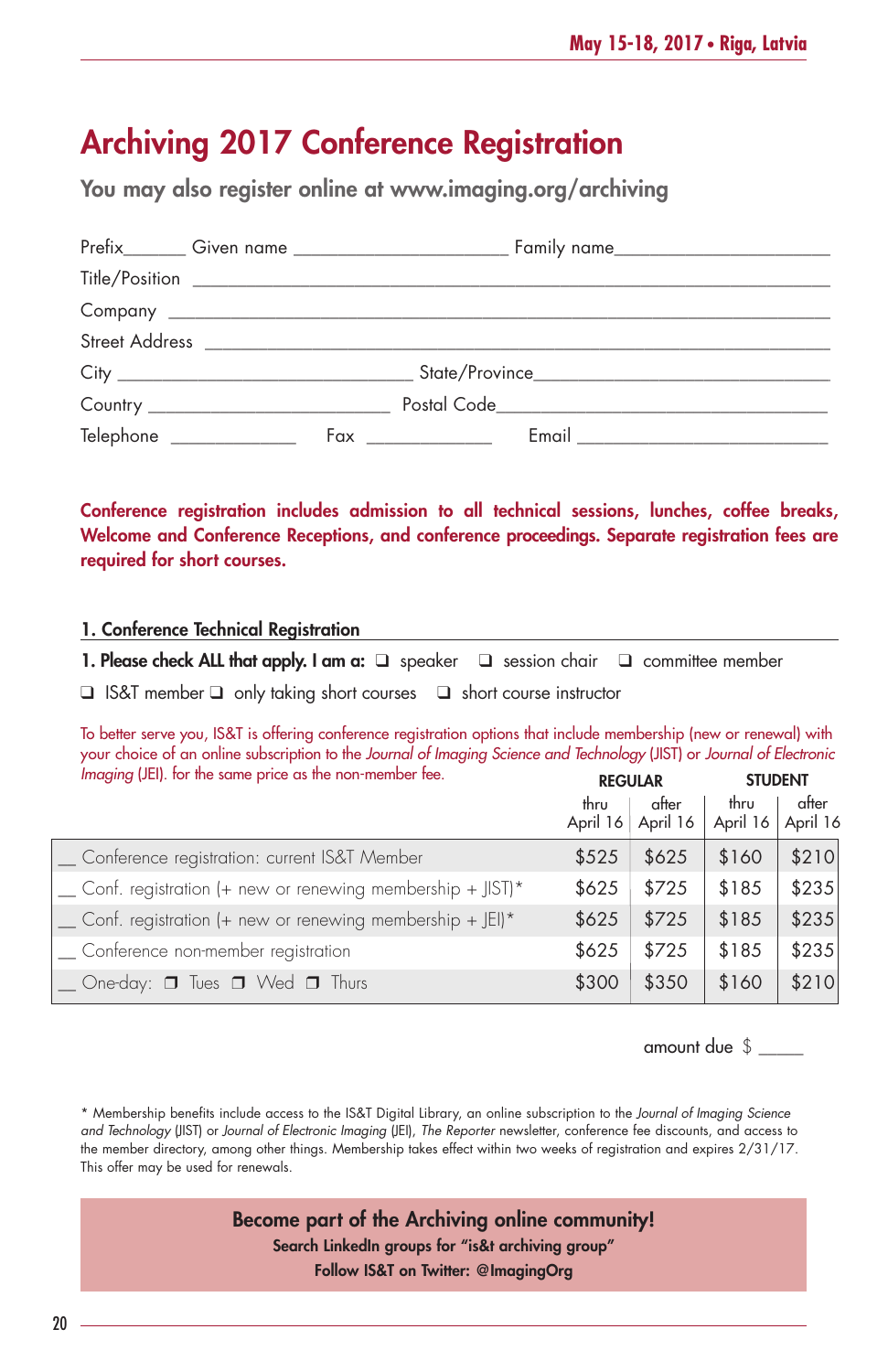# Archiving 2017 Conference Registration

**You may also register online at www.imaging.org/archiving**

Prefix______ Given name ______________________ Family name______________________

Title/Position ____________________________________________________________

Company ________________________________________________________________

Street Address ____________________________________________________________

City ____________________________ State/Province_____________________________

Country ________________________ Postal Code_______________________________

Telephone ____________ Fax ____________ Email ________________________

**Conference registration includes admission to all technical sessions, lunches, coffee breaks, Welcome and Conference Receptions, and conference proceedings. Separate registration fees are required for short courses.**

## 1. Conference Technical Registration

**1. Please check ALL that apply. I am a:** ❑ speaker ❑ session chair ❑ committee member ❑ IS&T member ❑ only taking short courses ❑ short course instructor

To better serve you, IS&T is offering conference registration options that include membership (new or renewal) with your choice of an online subscription to the *Journal of Imaging Science and Technology* (JIST) or *Journal of Electronic Imaging* (JEI). for the same price as the non-member fee.

| | REGULAR | | STUDENT | |
|---|---|---|---|---|
| | thru April 16 | after April 16 | thru April 16 | after April 16 |
| __ Conference registration: current IS&T Member | $525 | $625 | $160 | $210 |
| __ Conf. registration (+ new or renewing membership + JIST)* | $625 | $725 | $185 | $235 |
| __ Conf. registration (+ new or renewing membership + JEI)* | $625 | $725 | $185 | $235 |
| __ Conference non-member registration | $625 | $725 | $185 | $235 |
| __ One-day: ❐ Tues ❐ Wed ❐ Thurs | $300 | $350 | $160 | $210 |

amount due $ _____

* Membership benefits include access to the IS&T Digital Library, an online subscription to the *Journal of Imaging Science and Technology* (JIST) or *Journal of Electronic Imaging* (JEI), *The Reporter* newsletter, conference fee discounts, and access to the member directory, among other things. Membership takes effect within two weeks of registration and expires 2/31/17. This offer may be used for renewals.

**Become part of the Archiving online community!**
**Search LinkedIn groups for "is&t archiving group"**
**Follow IS&T on Twitter: @ImagingOrg**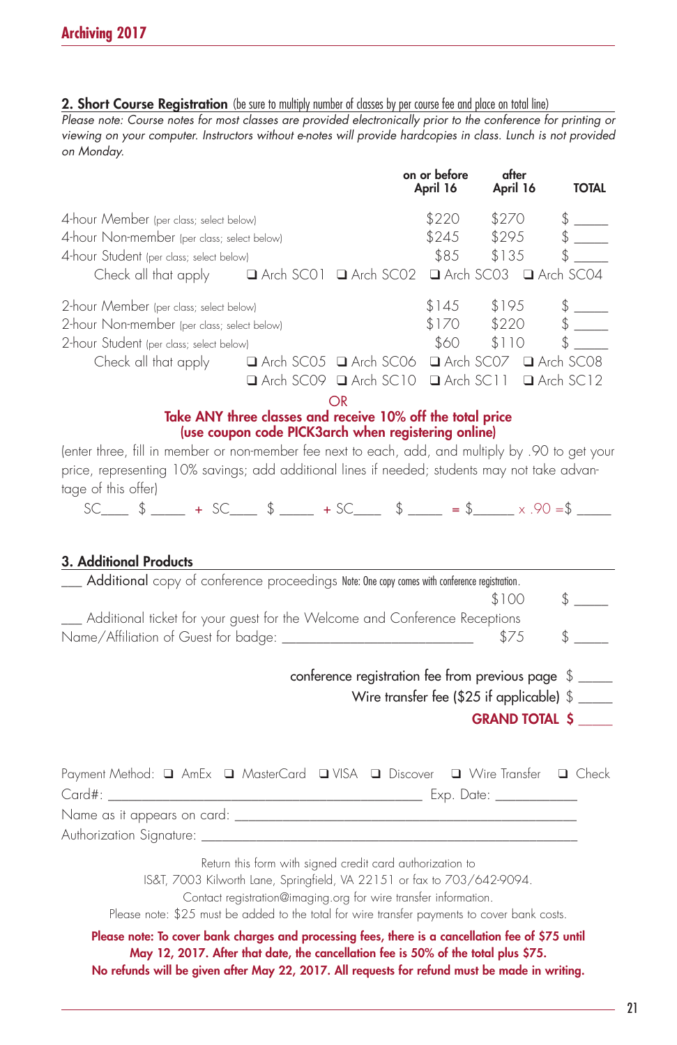## 2. Short Course Registration (be sure to multiply number of classes by per course fee and place on total line)

*Please note: Course notes for most classes are provided electronically prior to the conference for printing or viewing on your computer. Instructors without e-notes will provide hardcopies in class. Lunch is not provided on Monday.*

| | on or before April 16 | after April 16 | TOTAL |
|---|---|---|---|
| 4-hour Member (per class; select below) | $220 | $270 | $ _____ |
| 4-hour Non-member (per class; select below) | $245 | $295 | $ _____ |
| 4-hour Student (per class; select below) | $85 | $135 | $ _____ |

Check all that apply ❑ Arch SC01 ❑ Arch SC02 ❑ Arch SC03 ❑ Arch SC04

| | on or before April 16 | after April 16 | TOTAL |
|---|---|---|---|
| 2-hour Member (per class; select below) | $145 | $195 | $ _____ |
| 2-hour Non-member (per class; select below) | $170 | $220 | $ _____ |
| 2-hour Student (per class; select below) | $60 | $110 | $ _____ |

Check all that apply ❑ Arch SC05 ❑ Arch SC06 ❑ Arch SC07 ❑ Arch SC08 ❑ Arch SC09 ❑ Arch SC10 ❑ Arch SC11 ❑ Arch SC12

**OR**

**Take ANY three classes and receive 10% off the total price**
**(use coupon code PICK3arch when registering online)**

(enter three, fill in member or non-member fee next to each, add, and multiply by .90 to get your price, representing 10% savings; add additional lines if needed; students may not take advantage of this offer)

SC____ $ _____ + SC____ $ _____ + SC____ $ _____ = $______ x .90 =$ _____

## 3. Additional Products

___ Additional copy of conference proceedings Note: One copy comes with conference registration. $100 $ _____

___ Additional ticket for your guest for the Welcome and Conference Receptions
Name/Affiliation of Guest for badge: ___________________________ $75 $ _____

conference registration fee from previous page $ _____
Wire transfer fee ($25 if applicable) $ _____
**GRAND TOTAL $ _____**

Payment Method: ❑ AmEx ❑ MasterCard ❑ VISA ❑ Discover ❑ Wire Transfer ❑ Check
Card#: ______________________________________________ Exp. Date: ____________
Name as it appears on card: __________________________________________________
Authorization Signature: ______________________________________________________

Return this form with signed credit card authorization to
IS&T, 7003 Kilworth Lane, Springfield, VA 22151 or fax to 703/642-9094.
Contact registration@imaging.org for wire transfer information.
Please note: $25 must be added to the total for wire transfer payments to cover bank costs.

**Please note: To cover bank charges and processing fees, there is a cancellation fee of $75 until May 12, 2017. After that date, the cancellation fee is 50% of the total plus $75. No refunds will be given after May 22, 2017. All requests for refund must be made in writing.**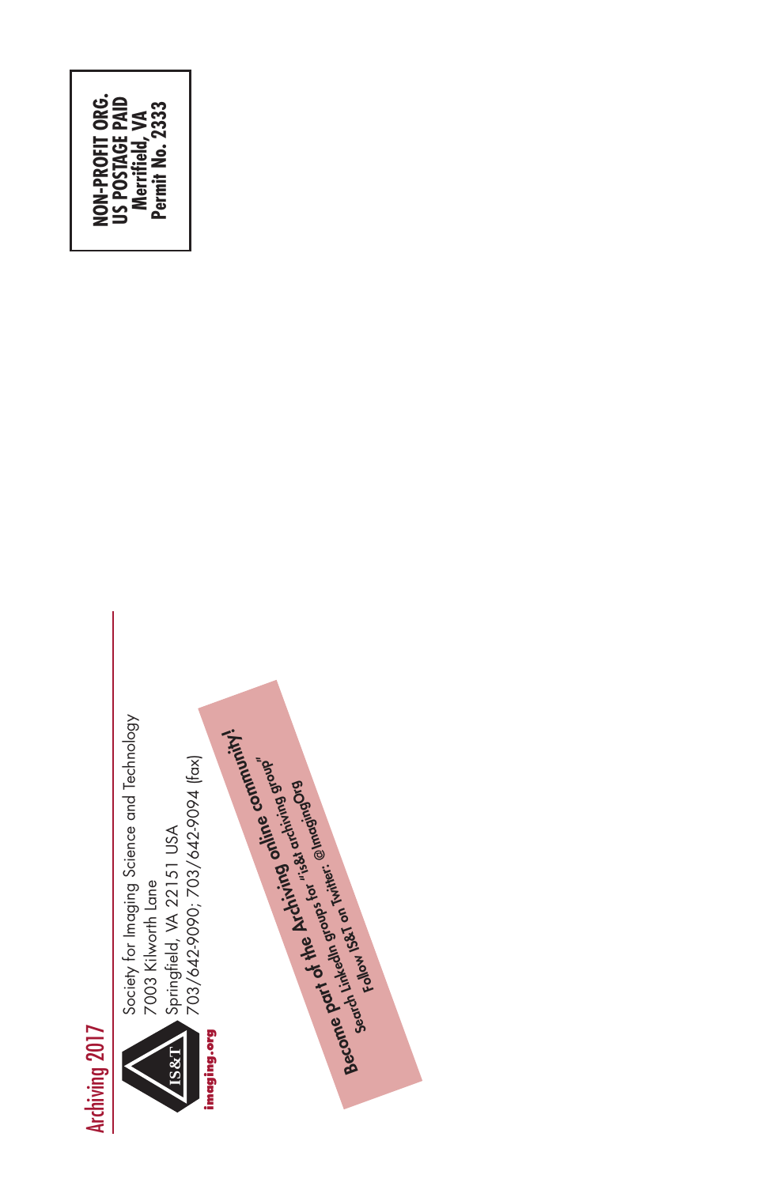Archiving 2017

IS&T

imaging.org

Society for Imaging Science and Technology
7003 Kilworth Lane
Springfield, VA 22151 USA
703/642-9090; 703/642-9094 (fax)

**Become part of the Archiving online community!**
Search LinkedIn groups for "is&t archiving group"
Follow IS&T on Twitter: @ImagingOrg

**NON-PROFIT ORG.**
**US POSTAGE PAID**
**Merrifield, VA**
**Permit No. 2333**